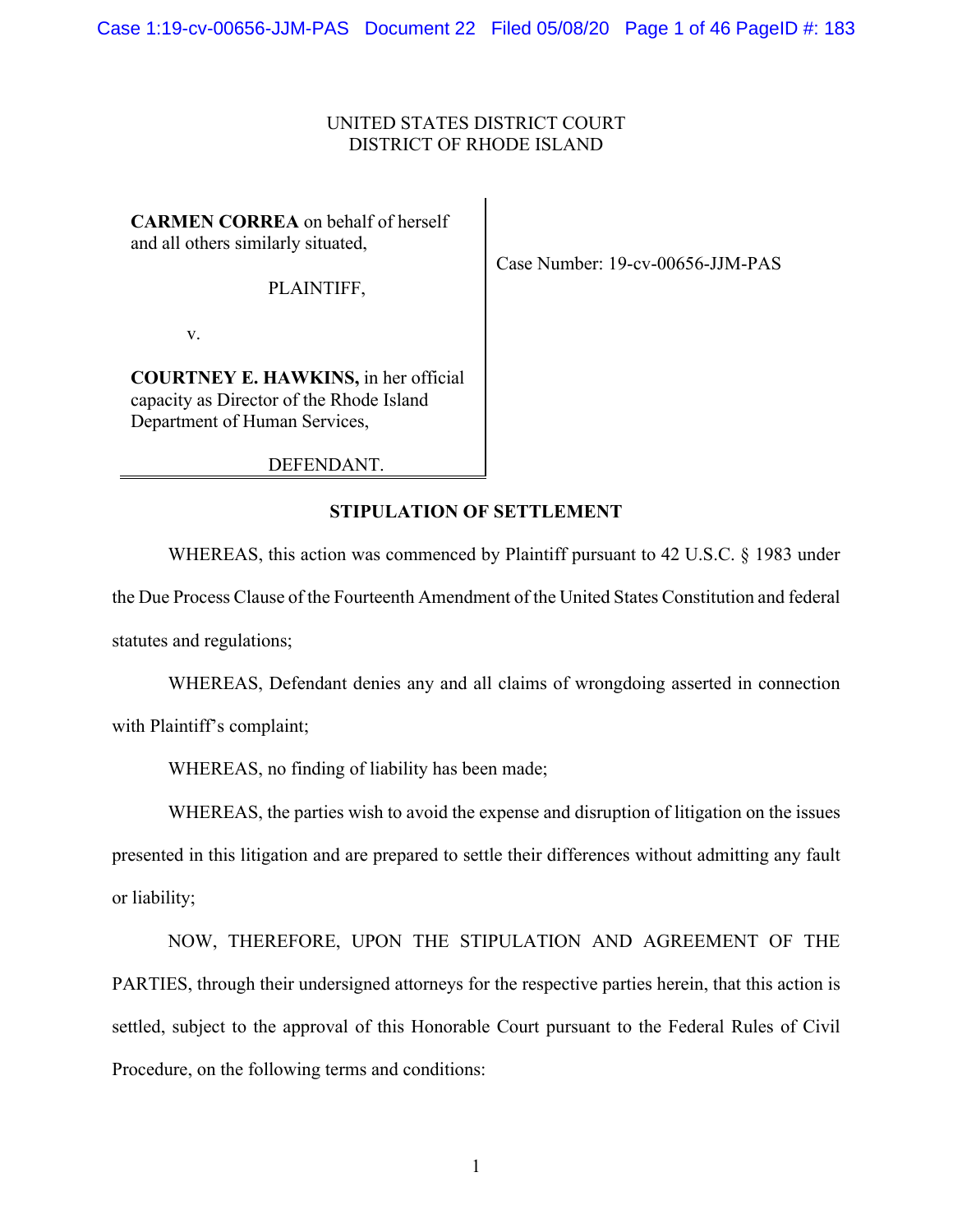UNITED STATES DISTRICT COURT
DISTRICT OF RHODE ISLAND

| | |
|---|---|
| **CARMEN CORREA** on behalf of herself and all others similarly situated,<br><br>PLAINTIFF,<br><br>v.<br><br>**COURTNEY E. HAWKINS,** in her official capacity as Director of the Rhode Island Department of Human Services,<br><br>DEFENDANT. | Case Number: 19-cv-00656-JJM-PAS |

## STIPULATION OF SETTLEMENT

WHEREAS, this action was commenced by Plaintiff pursuant to 42 U.S.C. § 1983 under the Due Process Clause of the Fourteenth Amendment of the United States Constitution and federal statutes and regulations;

WHEREAS, Defendant denies any and all claims of wrongdoing asserted in connection with Plaintiff's complaint;

WHEREAS, no finding of liability has been made;

WHEREAS, the parties wish to avoid the expense and disruption of litigation on the issues presented in this litigation and are prepared to settle their differences without admitting any fault or liability;

NOW, THEREFORE, UPON THE STIPULATION AND AGREEMENT OF THE PARTIES, through their undersigned attorneys for the respective parties herein, that this action is settled, subject to the approval of this Honorable Court pursuant to the Federal Rules of Civil Procedure, on the following terms and conditions: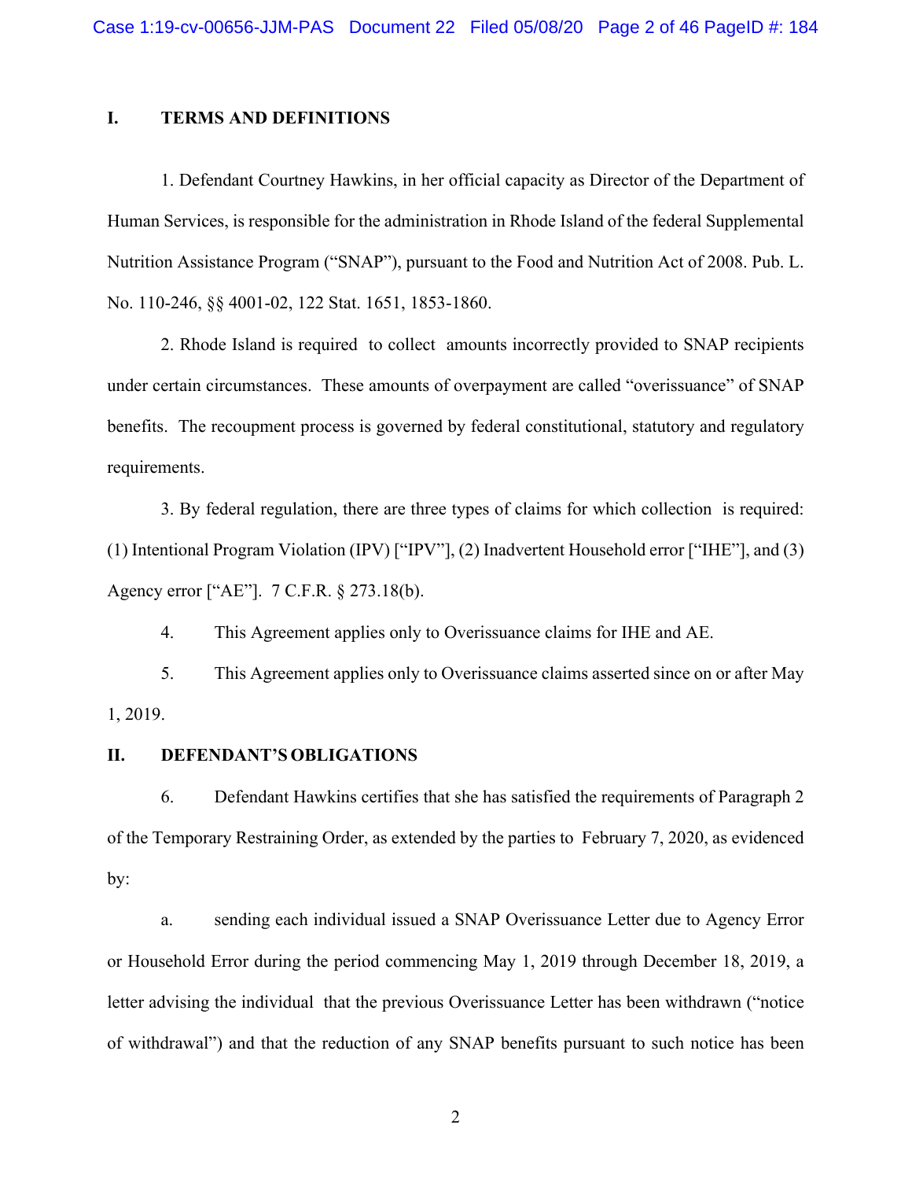## I. TERMS AND DEFINITIONS

1. Defendant Courtney Hawkins, in her official capacity as Director of the Department of Human Services, is responsible for the administration in Rhode Island of the federal Supplemental Nutrition Assistance Program ("SNAP"), pursuant to the Food and Nutrition Act of 2008. Pub. L. No. 110-246, §§ 4001-02, 122 Stat. 1651, 1853-1860.

2. Rhode Island is required to collect amounts incorrectly provided to SNAP recipients under certain circumstances. These amounts of overpayment are called "overissuance" of SNAP benefits. The recoupment process is governed by federal constitutional, statutory and regulatory requirements.

3. By federal regulation, there are three types of claims for which collection is required: (1) Intentional Program Violation (IPV) ["IPV"], (2) Inadvertent Household error ["IHE"], and (3) Agency error ["AE"]. 7 C.F.R. § 273.18(b).

4. This Agreement applies only to Overissuance claims for IHE and AE.

5. This Agreement applies only to Overissuance claims asserted since on or after May 1, 2019.

## II. DEFENDANT'S OBLIGATIONS

6. Defendant Hawkins certifies that she has satisfied the requirements of Paragraph 2 of the Temporary Restraining Order, as extended by the parties to February 7, 2020, as evidenced by:

a. sending each individual issued a SNAP Overissuance Letter due to Agency Error or Household Error during the period commencing May 1, 2019 through December 18, 2019, a letter advising the individual that the previous Overissuance Letter has been withdrawn ("notice of withdrawal") and that the reduction of any SNAP benefits pursuant to such notice has been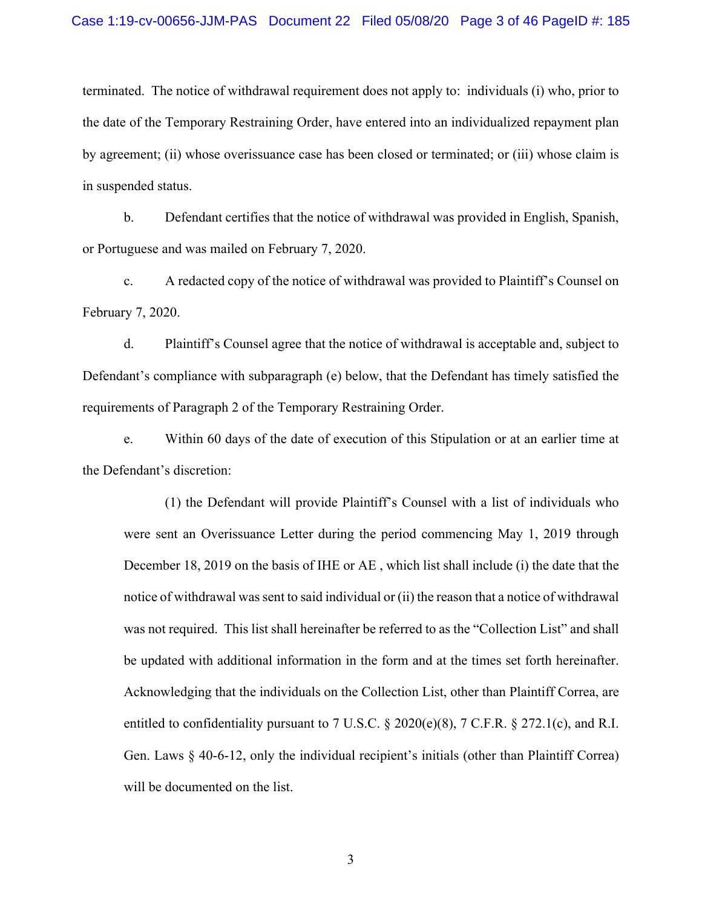terminated. The notice of withdrawal requirement does not apply to: individuals (i) who, prior to the date of the Temporary Restraining Order, have entered into an individualized repayment plan by agreement; (ii) whose overissuance case has been closed or terminated; or (iii) whose claim is in suspended status.

b. Defendant certifies that the notice of withdrawal was provided in English, Spanish, or Portuguese and was mailed on February 7, 2020.

c. A redacted copy of the notice of withdrawal was provided to Plaintiff's Counsel on February 7, 2020.

d. Plaintiff's Counsel agree that the notice of withdrawal is acceptable and, subject to Defendant's compliance with subparagraph (e) below, that the Defendant has timely satisfied the requirements of Paragraph 2 of the Temporary Restraining Order.

e. Within 60 days of the date of execution of this Stipulation or at an earlier time at the Defendant's discretion:

> (1) the Defendant will provide Plaintiff's Counsel with a list of individuals who were sent an Overissuance Letter during the period commencing May 1, 2019 through December 18, 2019 on the basis of IHE or AE , which list shall include (i) the date that the notice of withdrawal was sent to said individual or (ii) the reason that a notice of withdrawal was not required. This list shall hereinafter be referred to as the "Collection List" and shall be updated with additional information in the form and at the times set forth hereinafter. Acknowledging that the individuals on the Collection List, other than Plaintiff Correa, are entitled to confidentiality pursuant to 7 U.S.C. § 2020(e)(8), 7 C.F.R. § 272.1(c), and R.I. Gen. Laws § 40-6-12, only the individual recipient's initials (other than Plaintiff Correa) will be documented on the list.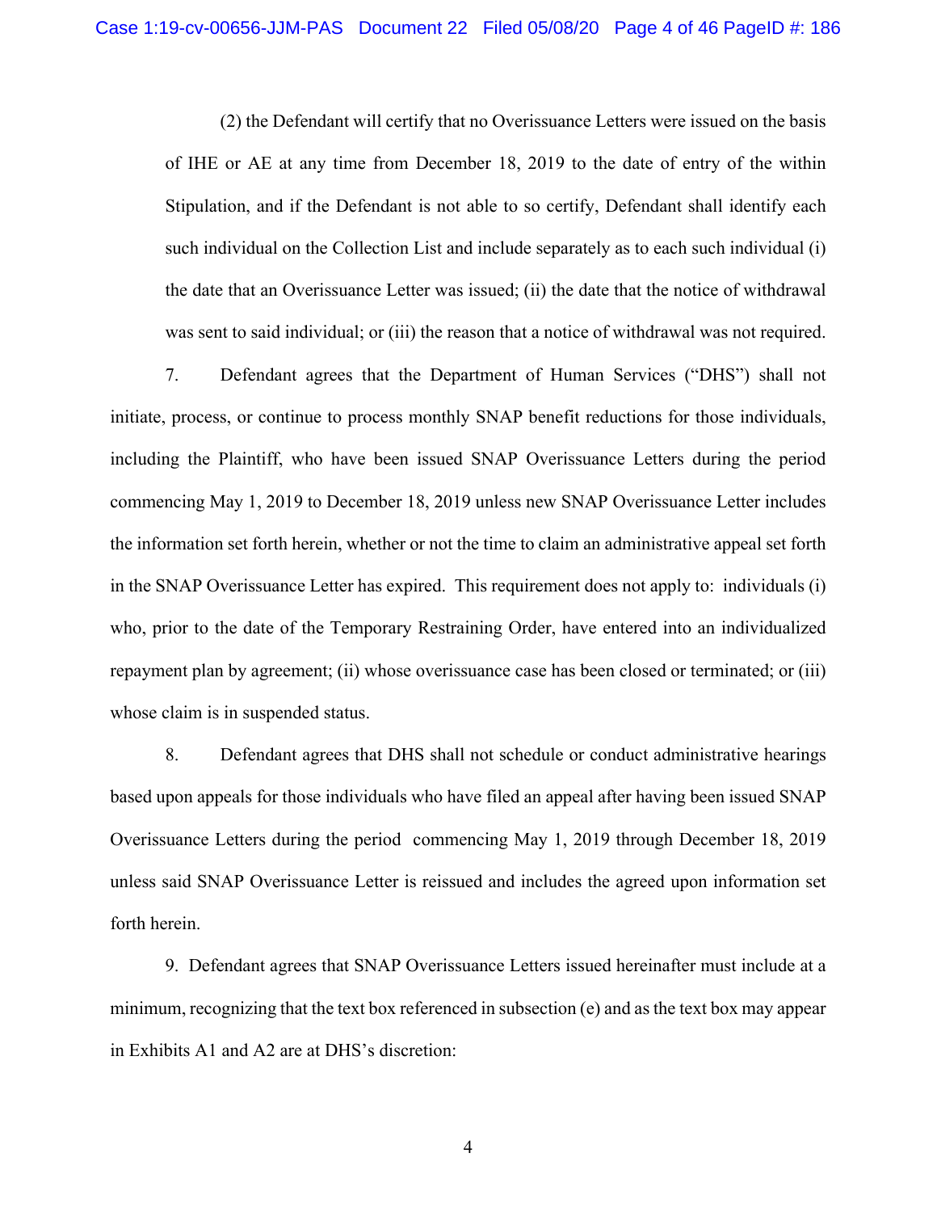(2) the Defendant will certify that no Overissuance Letters were issued on the basis of IHE or AE at any time from December 18, 2019 to the date of entry of the within Stipulation, and if the Defendant is not able to so certify, Defendant shall identify each such individual on the Collection List and include separately as to each such individual (i) the date that an Overissuance Letter was issued; (ii) the date that the notice of withdrawal was sent to said individual; or (iii) the reason that a notice of withdrawal was not required.

7. Defendant agrees that the Department of Human Services ("DHS") shall not initiate, process, or continue to process monthly SNAP benefit reductions for those individuals, including the Plaintiff, who have been issued SNAP Overissuance Letters during the period commencing May 1, 2019 to December 18, 2019 unless new SNAP Overissuance Letter includes the information set forth herein, whether or not the time to claim an administrative appeal set forth in the SNAP Overissuance Letter has expired. This requirement does not apply to: individuals (i) who, prior to the date of the Temporary Restraining Order, have entered into an individualized repayment plan by agreement; (ii) whose overissuance case has been closed or terminated; or (iii) whose claim is in suspended status.

8. Defendant agrees that DHS shall not schedule or conduct administrative hearings based upon appeals for those individuals who have filed an appeal after having been issued SNAP Overissuance Letters during the period commencing May 1, 2019 through December 18, 2019 unless said SNAP Overissuance Letter is reissued and includes the agreed upon information set forth herein.

9. Defendant agrees that SNAP Overissuance Letters issued hereinafter must include at a minimum, recognizing that the text box referenced in subsection (e) and as the text box may appear in Exhibits A1 and A2 are at DHS's discretion: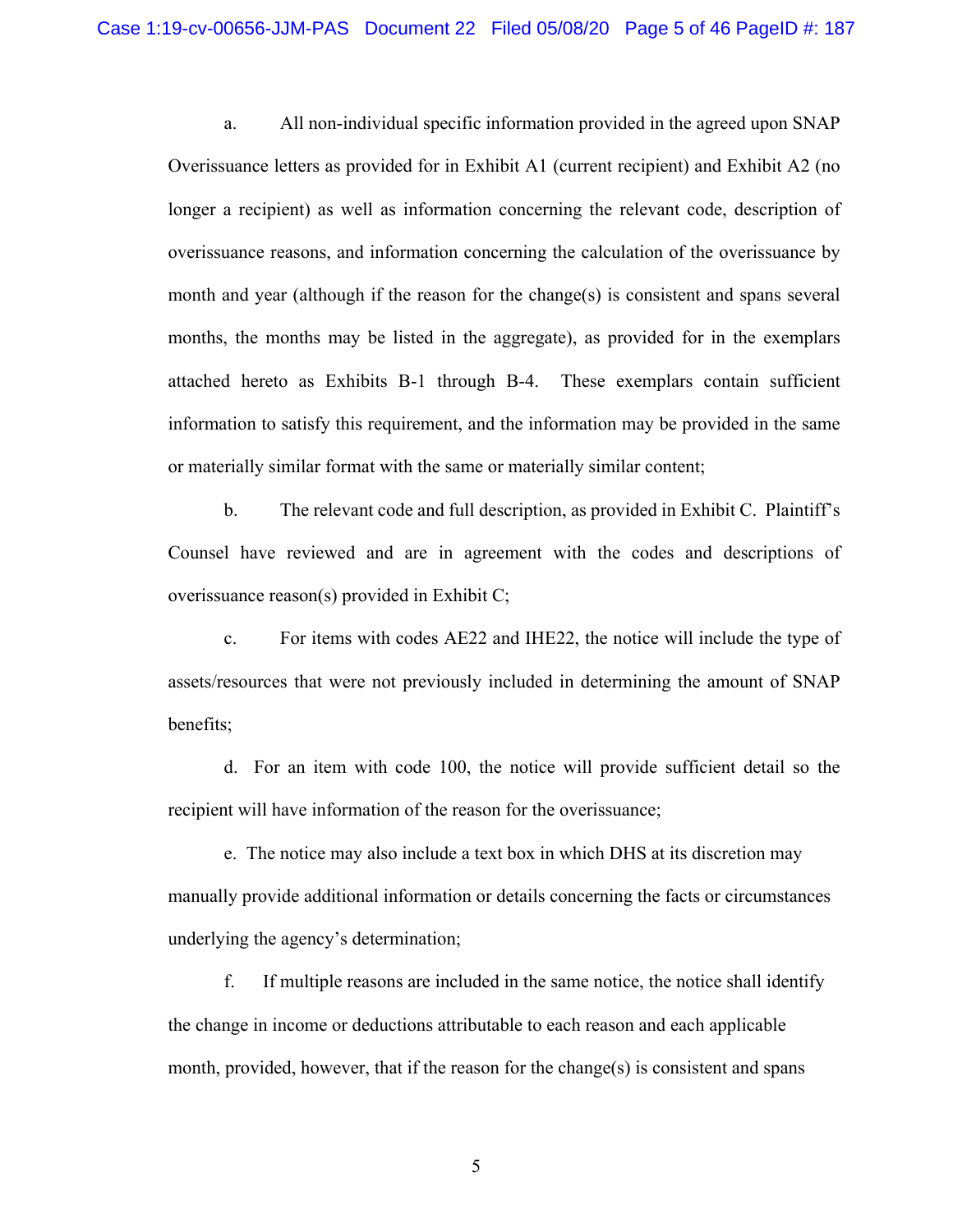a. All non-individual specific information provided in the agreed upon SNAP Overissuance letters as provided for in Exhibit A1 (current recipient) and Exhibit A2 (no longer a recipient) as well as information concerning the relevant code, description of overissuance reasons, and information concerning the calculation of the overissuance by month and year (although if the reason for the change(s) is consistent and spans several months, the months may be listed in the aggregate), as provided for in the exemplars attached hereto as Exhibits B-1 through B-4. These exemplars contain sufficient information to satisfy this requirement, and the information may be provided in the same or materially similar format with the same or materially similar content;

b. The relevant code and full description, as provided in Exhibit C. Plaintiff's Counsel have reviewed and are in agreement with the codes and descriptions of overissuance reason(s) provided in Exhibit C;

c. For items with codes AE22 and IHE22, the notice will include the type of assets/resources that were not previously included in determining the amount of SNAP benefits;

d. For an item with code 100, the notice will provide sufficient detail so the recipient will have information of the reason for the overissuance;

e. The notice may also include a text box in which DHS at its discretion may manually provide additional information or details concerning the facts or circumstances underlying the agency's determination;

f. If multiple reasons are included in the same notice, the notice shall identify the change in income or deductions attributable to each reason and each applicable month, provided, however, that if the reason for the change(s) is consistent and spans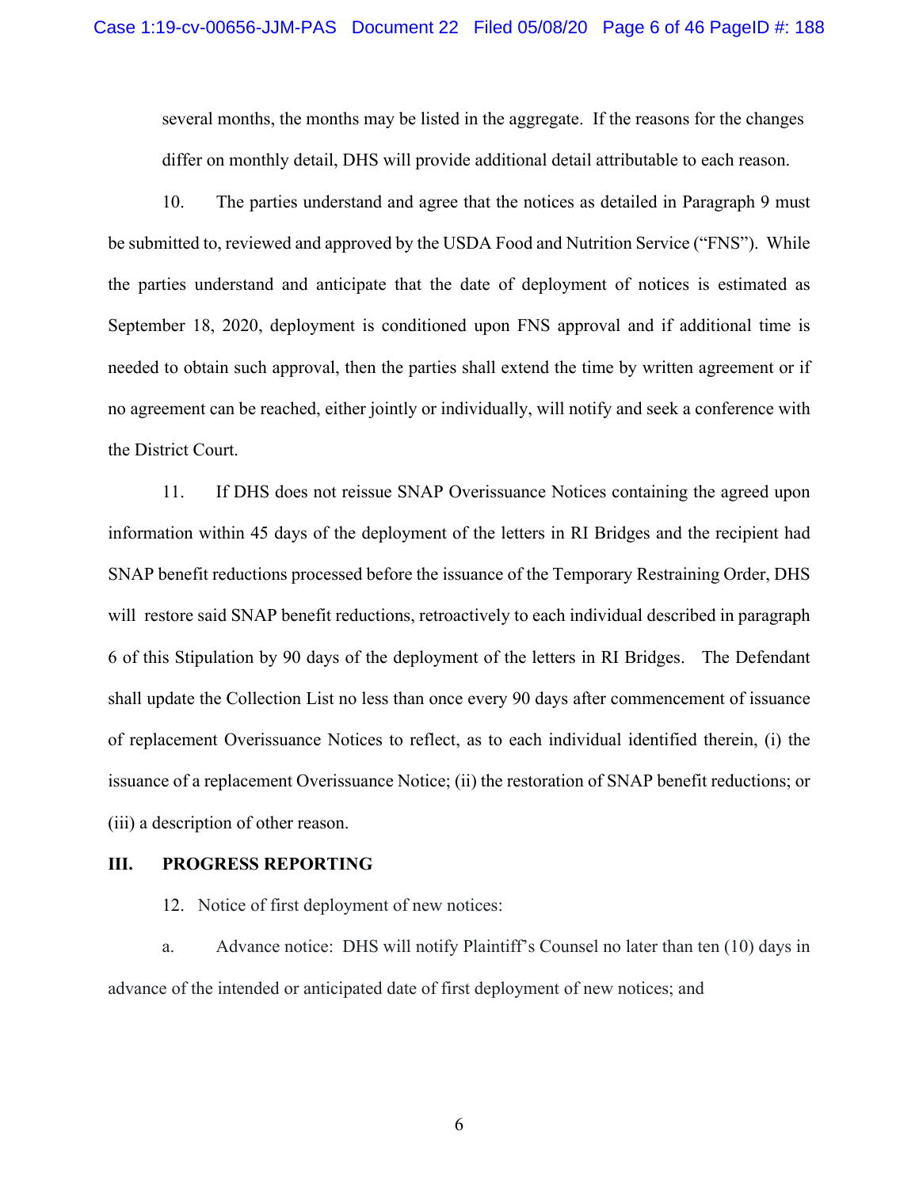several months, the months may be listed in the aggregate. If the reasons for the changes differ on monthly detail, DHS will provide additional detail attributable to each reason.

10. The parties understand and agree that the notices as detailed in Paragraph 9 must be submitted to, reviewed and approved by the USDA Food and Nutrition Service ("FNS"). While the parties understand and anticipate that the date of deployment of notices is estimated as September 18, 2020, deployment is conditioned upon FNS approval and if additional time is needed to obtain such approval, then the parties shall extend the time by written agreement or if no agreement can be reached, either jointly or individually, will notify and seek a conference with the District Court.

11. If DHS does not reissue SNAP Overissuance Notices containing the agreed upon information within 45 days of the deployment of the letters in RI Bridges and the recipient had SNAP benefit reductions processed before the issuance of the Temporary Restraining Order, DHS will restore said SNAP benefit reductions, retroactively to each individual described in paragraph 6 of this Stipulation by 90 days of the deployment of the letters in RI Bridges. The Defendant shall update the Collection List no less than once every 90 days after commencement of issuance of replacement Overissuance Notices to reflect, as to each individual identified therein, (i) the issuance of a replacement Overissuance Notice; (ii) the restoration of SNAP benefit reductions; or (iii) a description of other reason.

## III. PROGRESS REPORTING

12. Notice of first deployment of new notices:

a. Advance notice: DHS will notify Plaintiff's Counsel no later than ten (10) days in advance of the intended or anticipated date of first deployment of new notices; and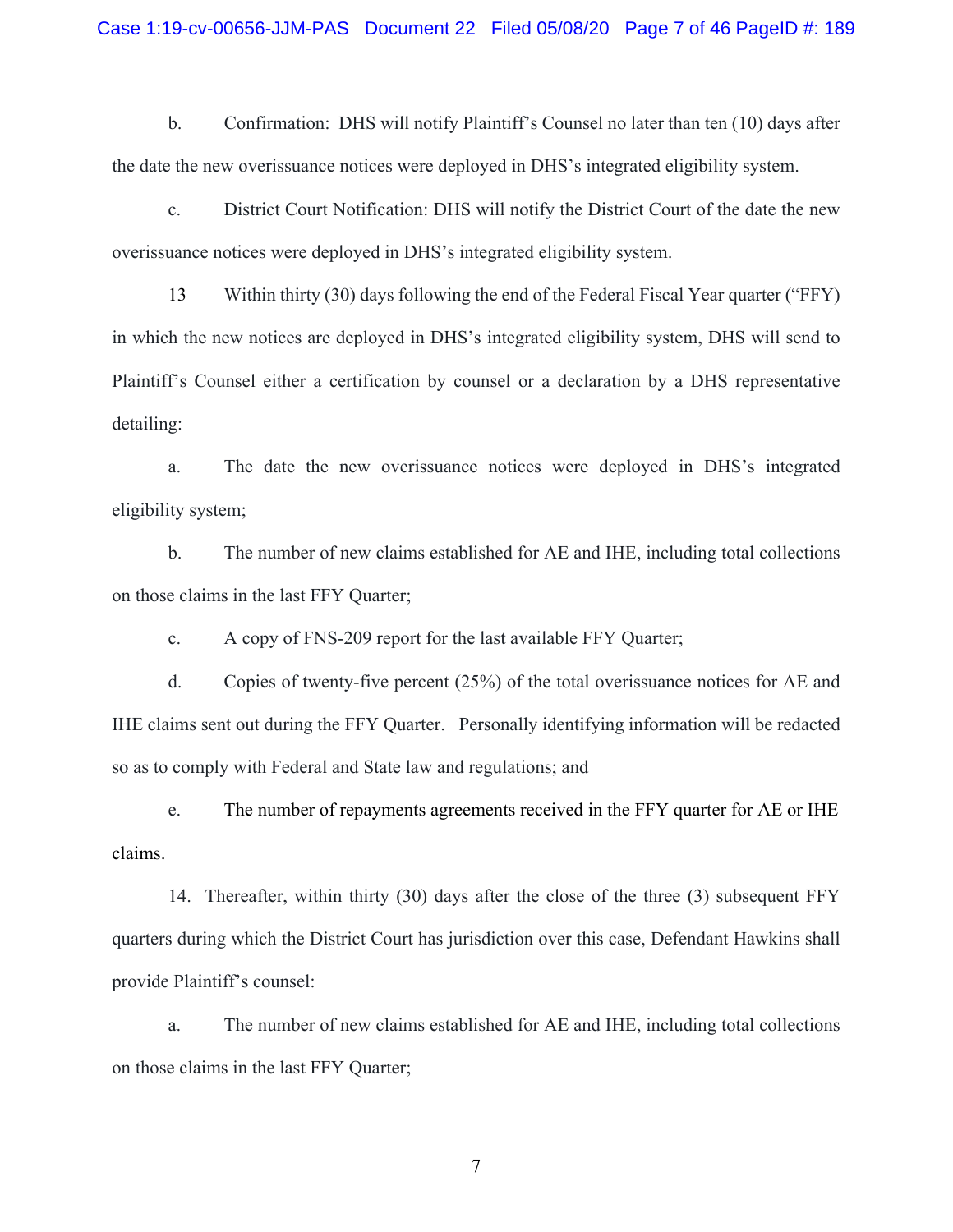b. Confirmation: DHS will notify Plaintiff's Counsel no later than ten (10) days after the date the new overissuance notices were deployed in DHS's integrated eligibility system.

c. District Court Notification: DHS will notify the District Court of the date the new overissuance notices were deployed in DHS's integrated eligibility system.

13 Within thirty (30) days following the end of the Federal Fiscal Year quarter ("FFY) in which the new notices are deployed in DHS's integrated eligibility system, DHS will send to Plaintiff's Counsel either a certification by counsel or a declaration by a DHS representative detailing:

a. The date the new overissuance notices were deployed in DHS's integrated eligibility system;

b. The number of new claims established for AE and IHE, including total collections on those claims in the last FFY Quarter;

c. A copy of FNS-209 report for the last available FFY Quarter;

d. Copies of twenty-five percent (25%) of the total overissuance notices for AE and IHE claims sent out during the FFY Quarter. Personally identifying information will be redacted so as to comply with Federal and State law and regulations; and

e. The number of repayments agreements received in the FFY quarter for AE or IHE claims.

14. Thereafter, within thirty (30) days after the close of the three (3) subsequent FFY quarters during which the District Court has jurisdiction over this case, Defendant Hawkins shall provide Plaintiff's counsel:

a. The number of new claims established for AE and IHE, including total collections on those claims in the last FFY Quarter;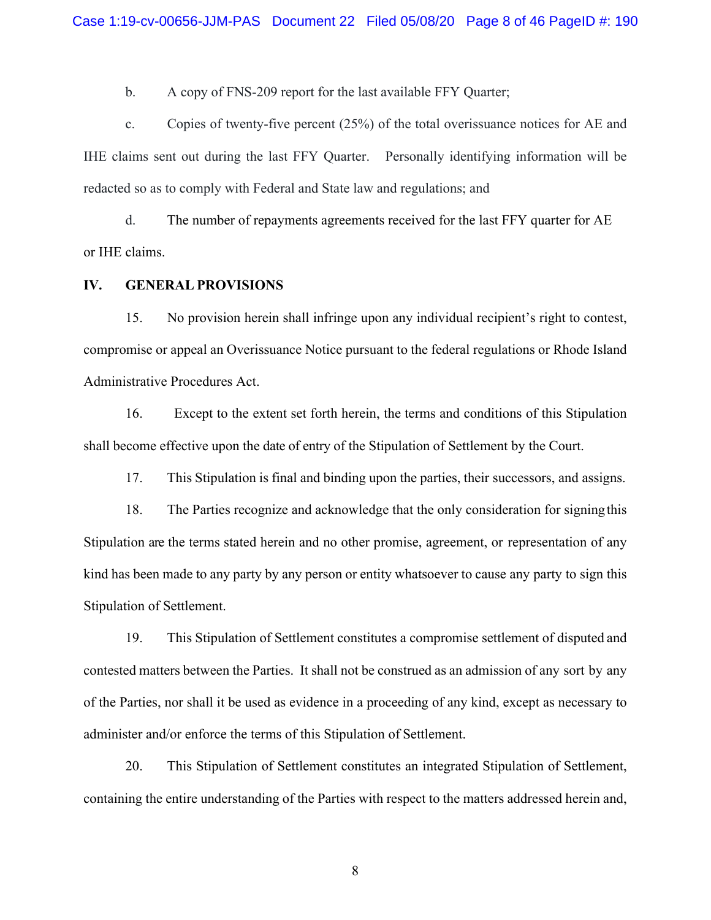b. A copy of FNS-209 report for the last available FFY Quarter;

c. Copies of twenty-five percent (25%) of the total overissuance notices for AE and IHE claims sent out during the last FFY Quarter. Personally identifying information will be redacted so as to comply with Federal and State law and regulations; and

d. The number of repayments agreements received for the last FFY quarter for AE or IHE claims.

## IV. GENERAL PROVISIONS

15. No provision herein shall infringe upon any individual recipient's right to contest, compromise or appeal an Overissuance Notice pursuant to the federal regulations or Rhode Island Administrative Procedures Act.

16. Except to the extent set forth herein, the terms and conditions of this Stipulation shall become effective upon the date of entry of the Stipulation of Settlement by the Court.

17. This Stipulation is final and binding upon the parties, their successors, and assigns.

18. The Parties recognize and acknowledge that the only consideration for signing this Stipulation are the terms stated herein and no other promise, agreement, or representation of any kind has been made to any party by any person or entity whatsoever to cause any party to sign this Stipulation of Settlement.

19. This Stipulation of Settlement constitutes a compromise settlement of disputed and contested matters between the Parties. It shall not be construed as an admission of any sort by any of the Parties, nor shall it be used as evidence in a proceeding of any kind, except as necessary to administer and/or enforce the terms of this Stipulation of Settlement.

20. This Stipulation of Settlement constitutes an integrated Stipulation of Settlement, containing the entire understanding of the Parties with respect to the matters addressed herein and,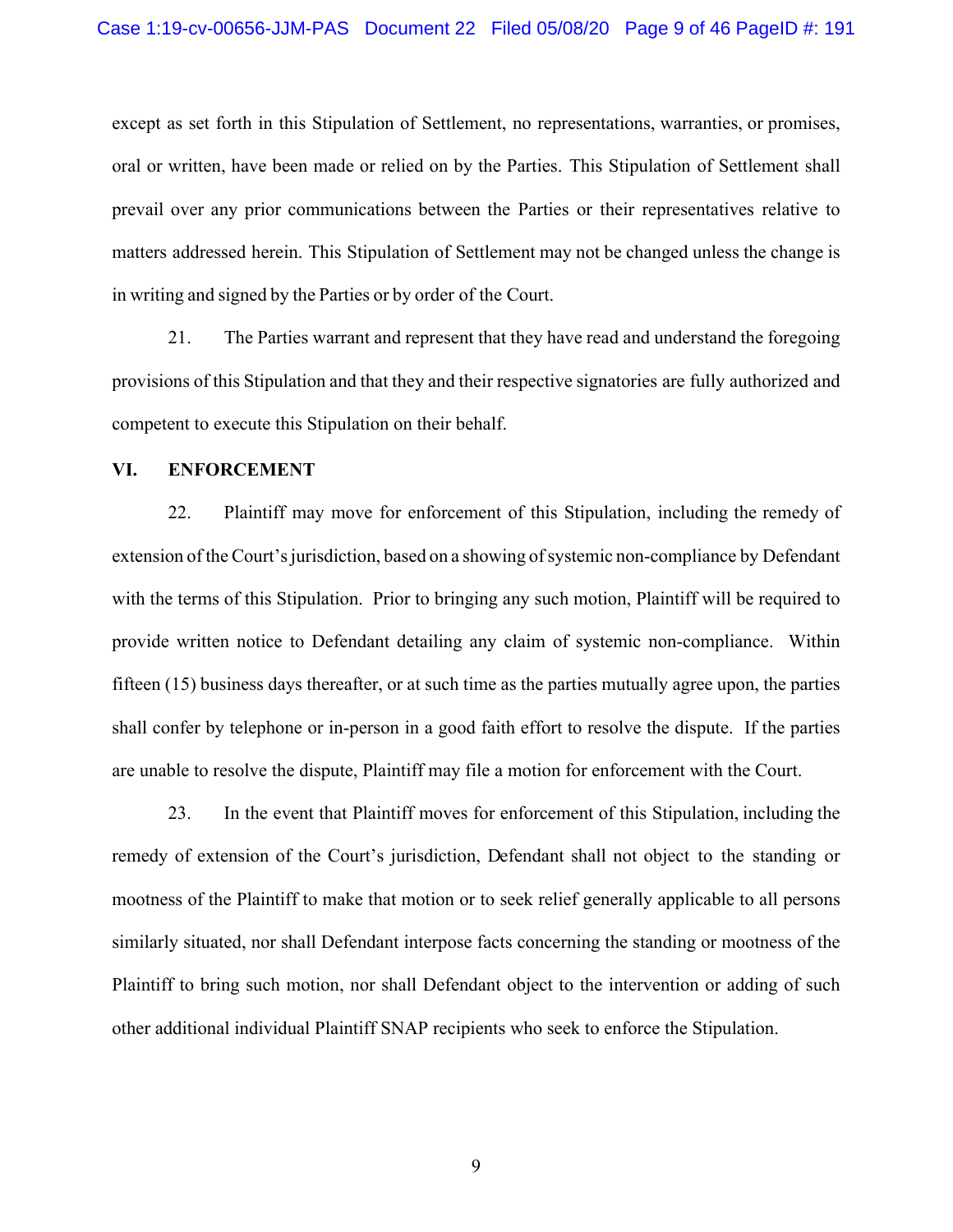except as set forth in this Stipulation of Settlement, no representations, warranties, or promises, oral or written, have been made or relied on by the Parties. This Stipulation of Settlement shall prevail over any prior communications between the Parties or their representatives relative to matters addressed herein. This Stipulation of Settlement may not be changed unless the change is in writing and signed by the Parties or by order of the Court.

21. The Parties warrant and represent that they have read and understand the foregoing provisions of this Stipulation and that they and their respective signatories are fully authorized and competent to execute this Stipulation on their behalf.

## VI. ENFORCEMENT

22. Plaintiff may move for enforcement of this Stipulation, including the remedy of extension of the Court's jurisdiction, based on a showing of systemic non-compliance by Defendant with the terms of this Stipulation. Prior to bringing any such motion, Plaintiff will be required to provide written notice to Defendant detailing any claim of systemic non-compliance. Within fifteen (15) business days thereafter, or at such time as the parties mutually agree upon, the parties shall confer by telephone or in-person in a good faith effort to resolve the dispute. If the parties are unable to resolve the dispute, Plaintiff may file a motion for enforcement with the Court.

23. In the event that Plaintiff moves for enforcement of this Stipulation, including the remedy of extension of the Court's jurisdiction, Defendant shall not object to the standing or mootness of the Plaintiff to make that motion or to seek relief generally applicable to all persons similarly situated, nor shall Defendant interpose facts concerning the standing or mootness of the Plaintiff to bring such motion, nor shall Defendant object to the intervention or adding of such other additional individual Plaintiff SNAP recipients who seek to enforce the Stipulation.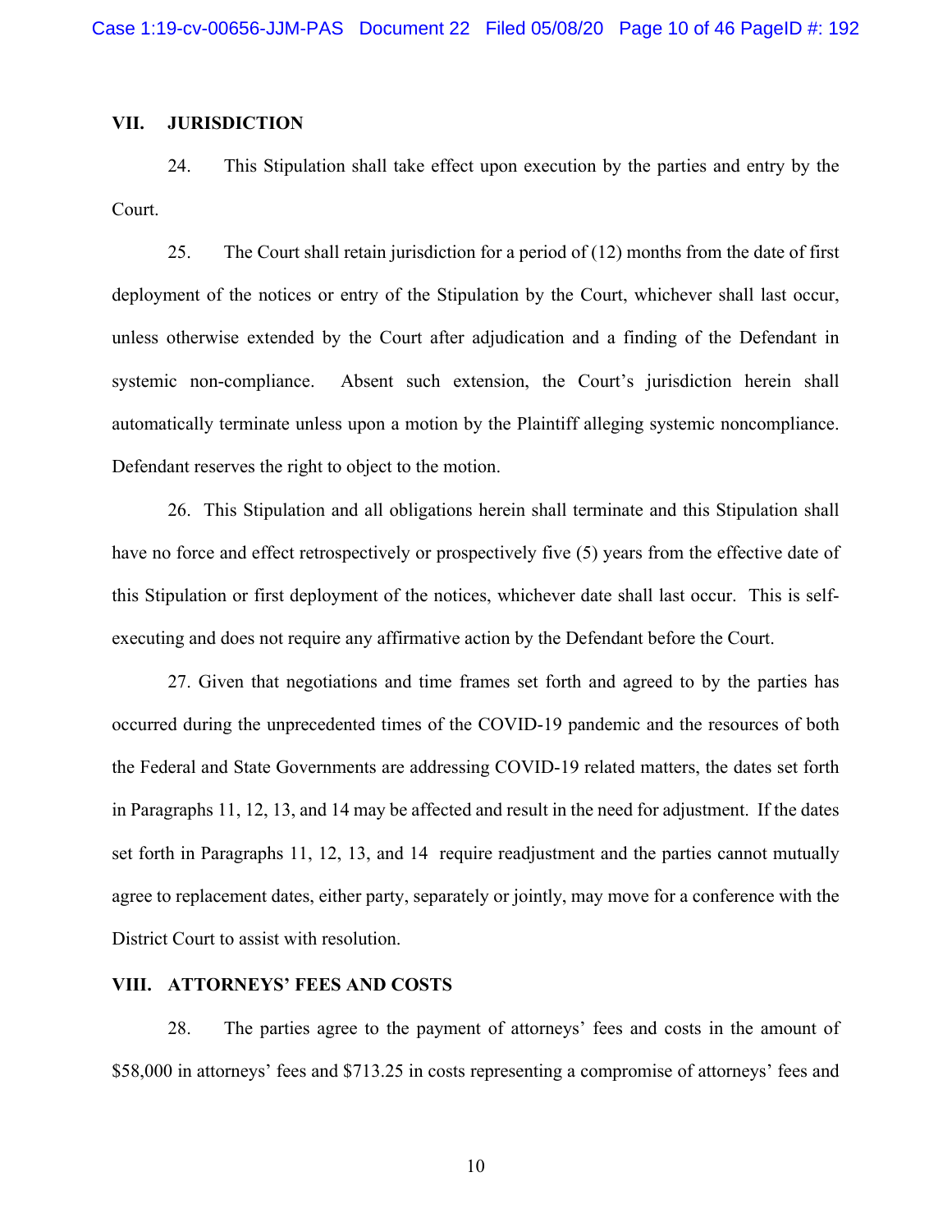## VII. JURISDICTION

24. This Stipulation shall take effect upon execution by the parties and entry by the Court.

25. The Court shall retain jurisdiction for a period of (12) months from the date of first deployment of the notices or entry of the Stipulation by the Court, whichever shall last occur, unless otherwise extended by the Court after adjudication and a finding of the Defendant in systemic non-compliance. Absent such extension, the Court's jurisdiction herein shall automatically terminate unless upon a motion by the Plaintiff alleging systemic noncompliance. Defendant reserves the right to object to the motion.

26. This Stipulation and all obligations herein shall terminate and this Stipulation shall have no force and effect retrospectively or prospectively five (5) years from the effective date of this Stipulation or first deployment of the notices, whichever date shall last occur. This is self-executing and does not require any affirmative action by the Defendant before the Court.

27. Given that negotiations and time frames set forth and agreed to by the parties has occurred during the unprecedented times of the COVID-19 pandemic and the resources of both the Federal and State Governments are addressing COVID-19 related matters, the dates set forth in Paragraphs 11, 12, 13, and 14 may be affected and result in the need for adjustment. If the dates set forth in Paragraphs 11, 12, 13, and 14 require readjustment and the parties cannot mutually agree to replacement dates, either party, separately or jointly, may move for a conference with the District Court to assist with resolution.

## VIII. ATTORNEYS' FEES AND COSTS

28. The parties agree to the payment of attorneys' fees and costs in the amount of $58,000 in attorneys' fees and $713.25 in costs representing a compromise of attorneys' fees and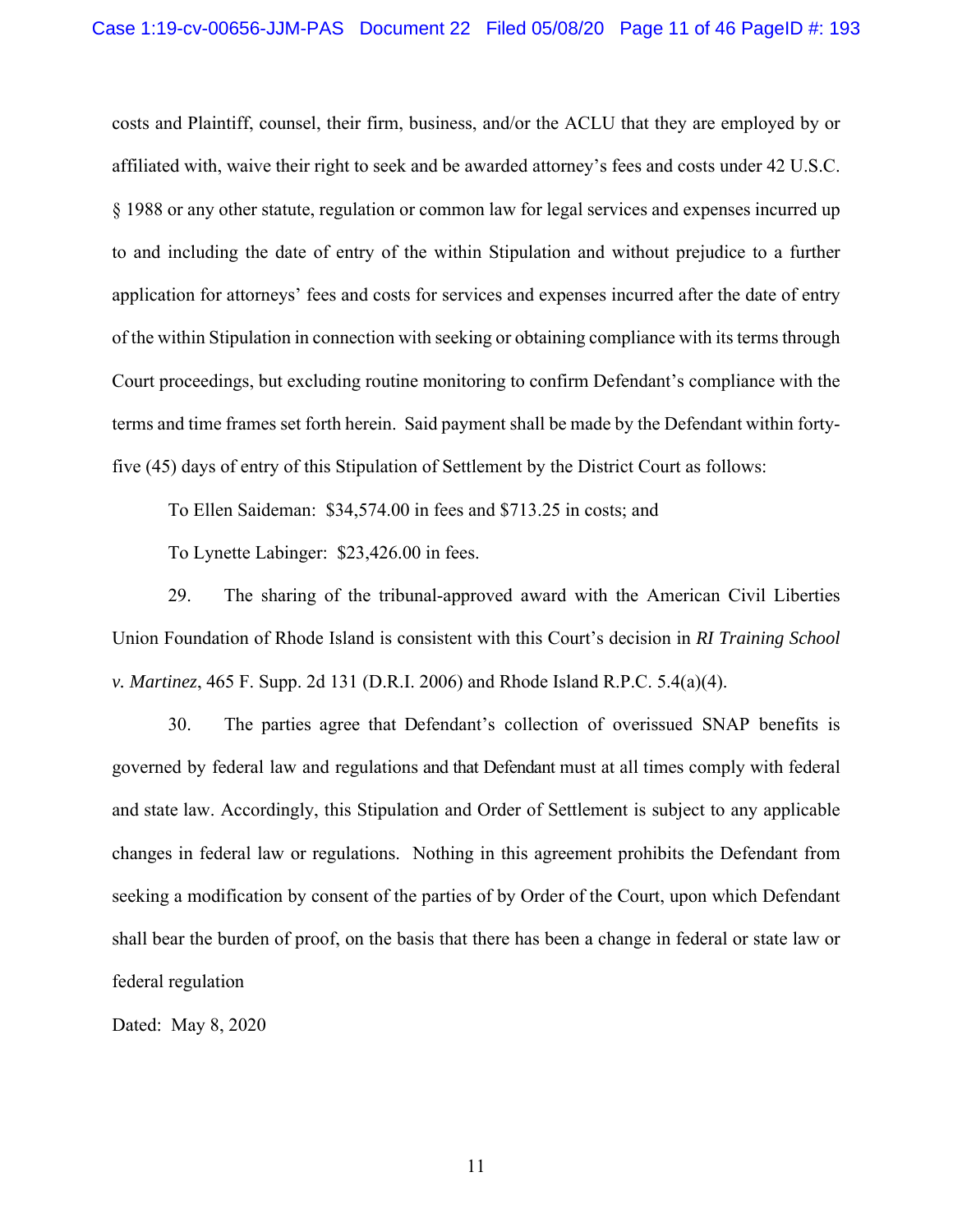costs and Plaintiff, counsel, their firm, business, and/or the ACLU that they are employed by or affiliated with, waive their right to seek and be awarded attorney's fees and costs under 42 U.S.C. § 1988 or any other statute, regulation or common law for legal services and expenses incurred up to and including the date of entry of the within Stipulation and without prejudice to a further application for attorneys' fees and costs for services and expenses incurred after the date of entry of the within Stipulation in connection with seeking or obtaining compliance with its terms through Court proceedings, but excluding routine monitoring to confirm Defendant's compliance with the terms and time frames set forth herein. Said payment shall be made by the Defendant within forty-five (45) days of entry of this Stipulation of Settlement by the District Court as follows:

To Ellen Saideman: $34,574.00 in fees and $713.25 in costs; and

To Lynette Labinger: $23,426.00 in fees.

29. The sharing of the tribunal-approved award with the American Civil Liberties Union Foundation of Rhode Island is consistent with this Court's decision in *RI Training School v. Martinez*, 465 F. Supp. 2d 131 (D.R.I. 2006) and Rhode Island R.P.C. 5.4(a)(4).

30. The parties agree that Defendant's collection of overissued SNAP benefits is governed by federal law and regulations and that Defendant must at all times comply with federal and state law. Accordingly, this Stipulation and Order of Settlement is subject to any applicable changes in federal law or regulations. Nothing in this agreement prohibits the Defendant from seeking a modification by consent of the parties of by Order of the Court, upon which Defendant shall bear the burden of proof, on the basis that there has been a change in federal or state law or federal regulation

Dated: May 8, 2020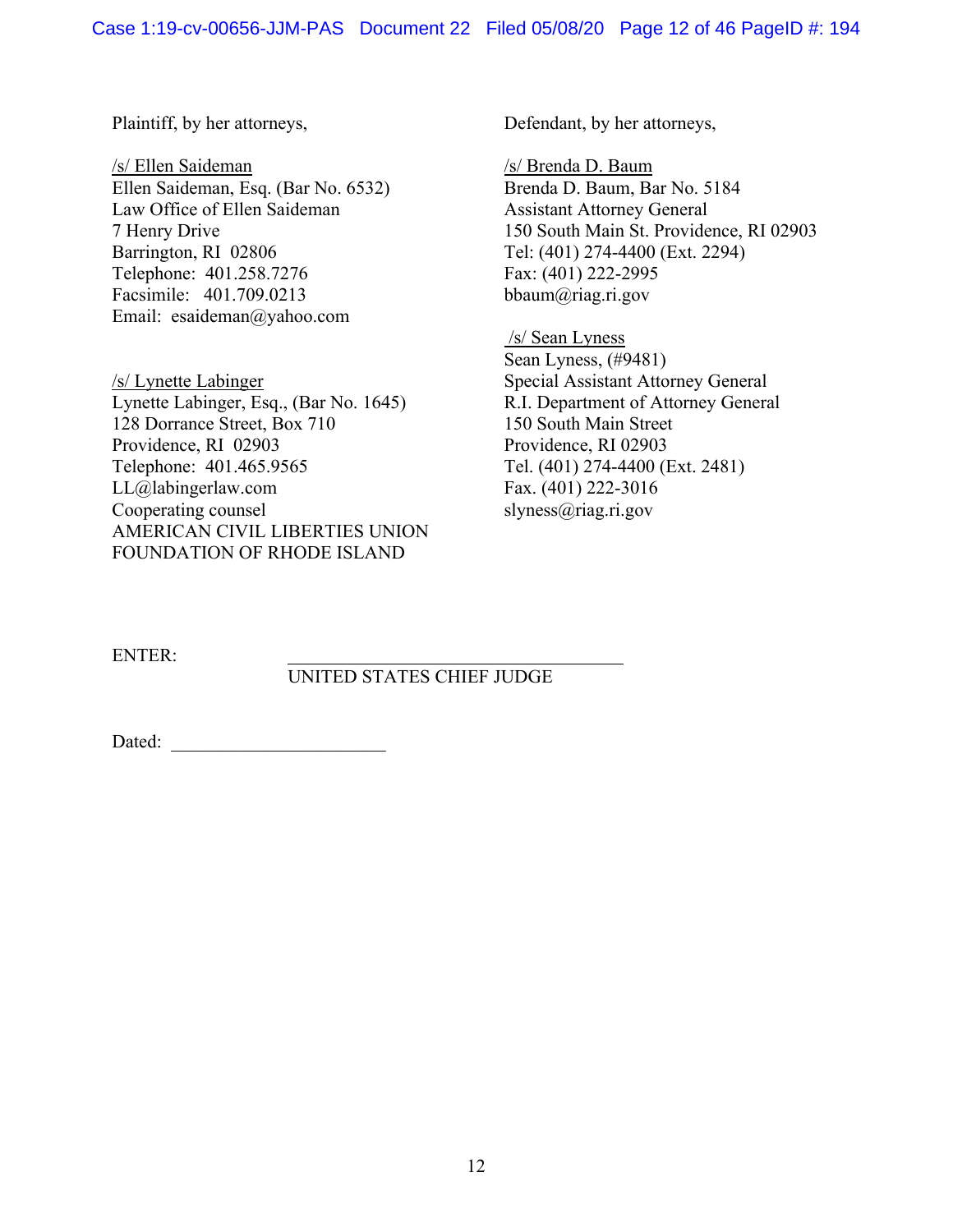Plaintiff, by her attorneys,

/s/ Ellen Saideman
Ellen Saideman, Esq. (Bar No. 6532)
Law Office of Ellen Saideman
7 Henry Drive
Barrington, RI 02806
Telephone: 401.258.7276
Facsimile: 401.709.0213
Email: esaideman@yahoo.com

/s/ Lynette Labinger
Lynette Labinger, Esq., (Bar No. 1645)
128 Dorrance Street, Box 710
Providence, RI 02903
Telephone: 401.465.9565
LL@labingerlaw.com
Cooperating counsel
AMERICAN CIVIL LIBERTIES UNION
FOUNDATION OF RHODE ISLAND

Defendant, by her attorneys,

/s/ Brenda D. Baum
Brenda D. Baum, Bar No. 5184
Assistant Attorney General
150 South Main St. Providence, RI 02903
Tel: (401) 274-4400 (Ext. 2294)
Fax: (401) 222-2995
bbaum@riag.ri.gov

/s/ Sean Lyness
Sean Lyness, (#9481)
Special Assistant Attorney General
R.I. Department of Attorney General
150 South Main Street
Providence, RI 02903
Tel. (401) 274-4400 (Ext. 2481)
Fax. (401) 222-3016
slyness@riag.ri.gov

ENTER: ________________________________
UNITED STATES CHIEF JUDGE

Dated: ______________________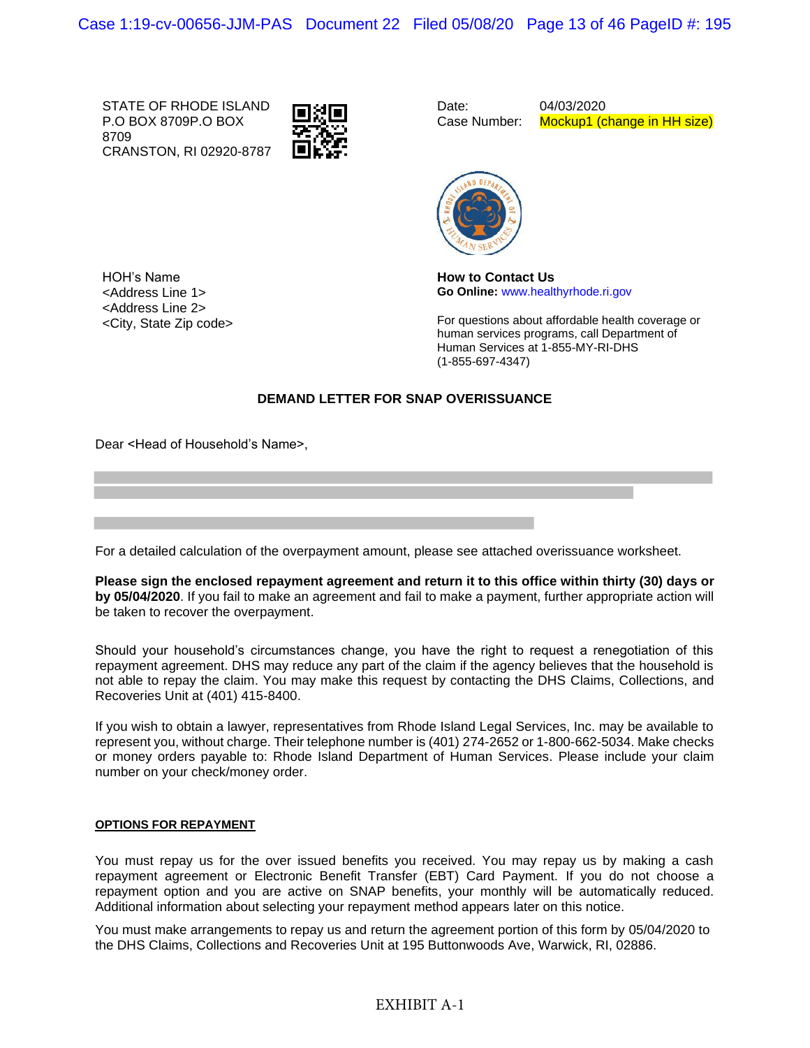STATE OF RHODE ISLAND
P.O BOX 8709P.O BOX 8709
CRANSTON, RI 02920-8787

Date: 04/03/2020
Case Number: Mockup1 (change in HH size)

HOH's Name
<Address Line 1>
<Address Line 2>
<City, State Zip code>

**How to Contact Us**
**Go Online:** www.healthyrhode.ri.gov

For questions about affordable health coverage or human services programs, call Department of Human Services at 1-855-MY-RI-DHS (1-855-697-4347)

**DEMAND LETTER FOR SNAP OVERISSUANCE**

Dear <Head of Household's Name>,

For a detailed calculation of the overpayment amount, please see attached overissuance worksheet.

**Please sign the enclosed repayment agreement and return it to this office within thirty (30) days or by 05/04/2020**. If you fail to make an agreement and fail to make a payment, further appropriate action will be taken to recover the overpayment.

Should your household's circumstances change, you have the right to request a renegotiation of this repayment agreement. DHS may reduce any part of the claim if the agency believes that the household is not able to repay the claim. You may make this request by contacting the DHS Claims, Collections, and Recoveries Unit at (401) 415-8400.

If you wish to obtain a lawyer, representatives from Rhode Island Legal Services, Inc. may be available to represent you, without charge. Their telephone number is (401) 274-2652 or 1-800-662-5034. Make checks or money orders payable to: Rhode Island Department of Human Services. Please include your claim number on your check/money order.

**OPTIONS FOR REPAYMENT**

You must repay us for the over issued benefits you received. You may repay us by making a cash repayment agreement or Electronic Benefit Transfer (EBT) Card Payment. If you do not choose a repayment option and you are active on SNAP benefits, your monthly will be automatically reduced. Additional information about selecting your repayment method appears later on this notice.

You must make arrangements to repay us and return the agreement portion of this form by 05/04/2020 to the DHS Claims, Collections and Recoveries Unit at 195 Buttonwoods Ave, Warwick, RI, 02886.

EXHIBIT A-1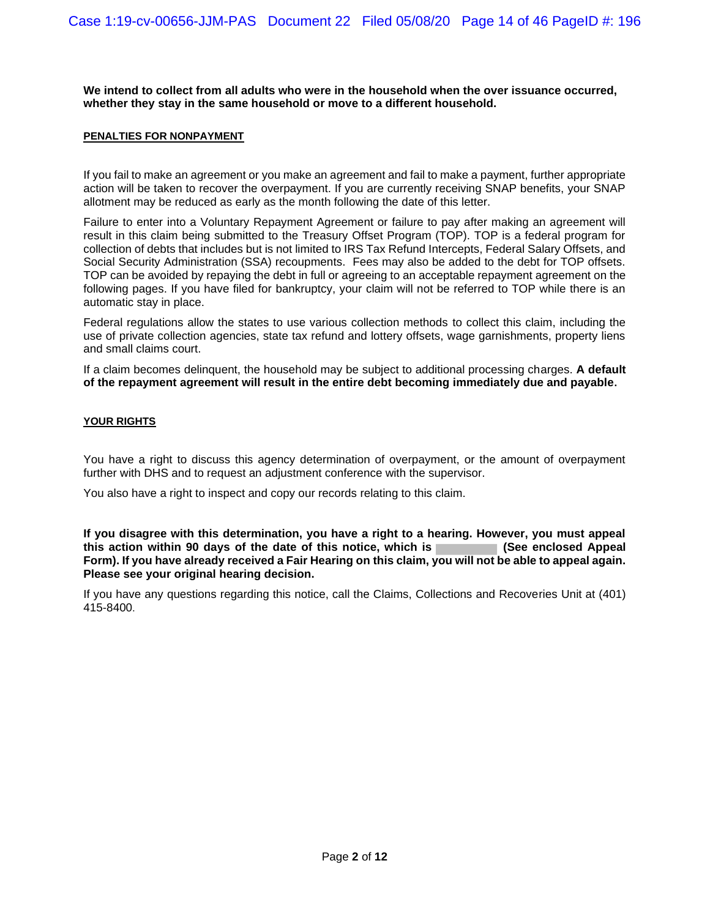**We intend to collect from all adults who were in the household when the over issuance occurred, whether they stay in the same household or move to a different household.**

**PENALTIES FOR NONPAYMENT**

If you fail to make an agreement or you make an agreement and fail to make a payment, further appropriate action will be taken to recover the overpayment. If you are currently receiving SNAP benefits, your SNAP allotment may be reduced as early as the month following the date of this letter.

Failure to enter into a Voluntary Repayment Agreement or failure to pay after making an agreement will result in this claim being submitted to the Treasury Offset Program (TOP). TOP is a federal program for collection of debts that includes but is not limited to IRS Tax Refund Intercepts, Federal Salary Offsets, and Social Security Administration (SSA) recoupments. Fees may also be added to the debt for TOP offsets. TOP can be avoided by repaying the debt in full or agreeing to an acceptable repayment agreement on the following pages. If you have filed for bankruptcy, your claim will not be referred to TOP while there is an automatic stay in place.

Federal regulations allow the states to use various collection methods to collect this claim, including the use of private collection agencies, state tax refund and lottery offsets, wage garnishments, property liens and small claims court.

If a claim becomes delinquent, the household may be subject to additional processing charges. **A default of the repayment agreement will result in the entire debt becoming immediately due and payable.**

**YOUR RIGHTS**

You have a right to discuss this agency determination of overpayment, or the amount of overpayment further with DHS and to request an adjustment conference with the supervisor.

You also have a right to inspect and copy our records relating to this claim.

**If you disagree with this determination, you have a right to a hearing. However, you must appeal this action within 90 days of the date of this notice, which is [REDACTED] (See enclosed Appeal Form). If you have already received a Fair Hearing on this claim, you will not be able to appeal again. Please see your original hearing decision.**

If you have any questions regarding this notice, call the Claims, Collections and Recoveries Unit at (401) 415-8400.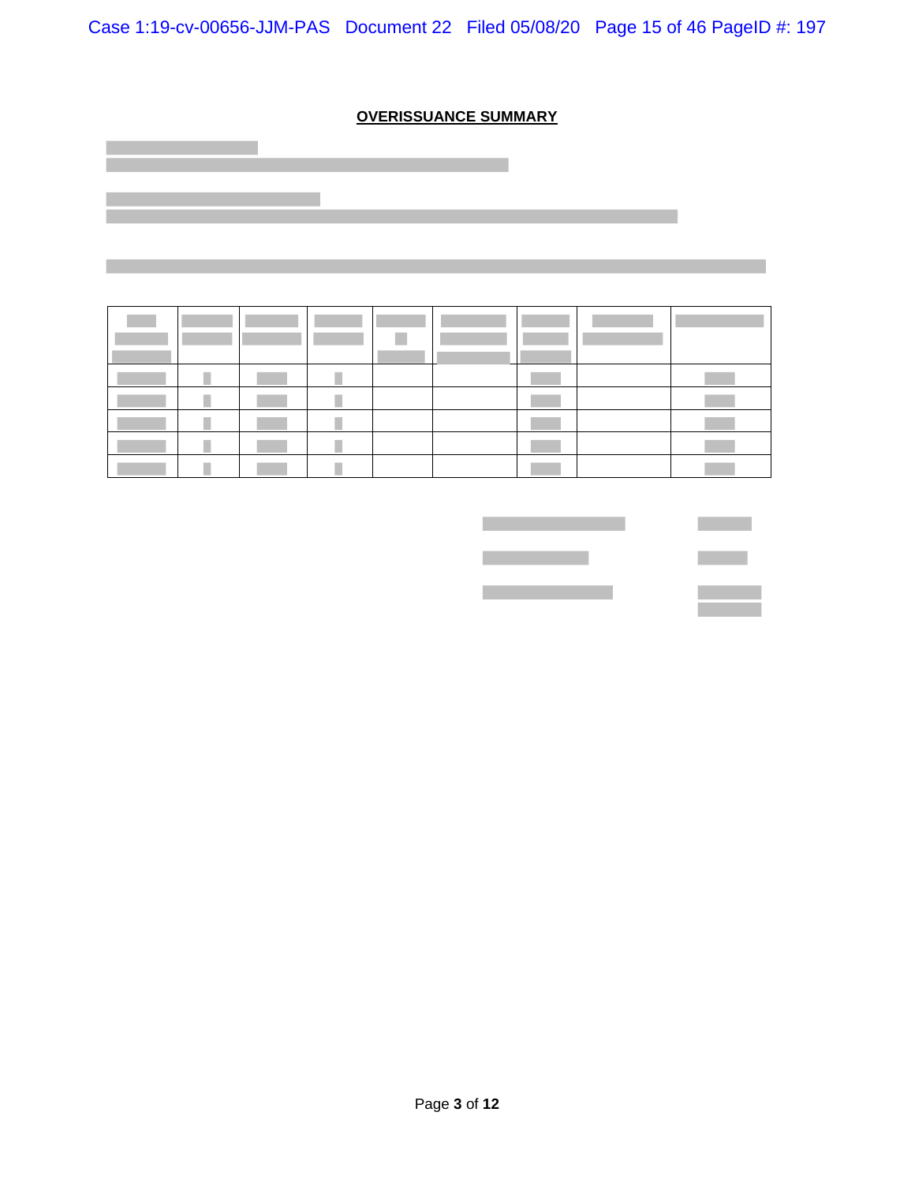**OVERISSUANCE SUMMARY**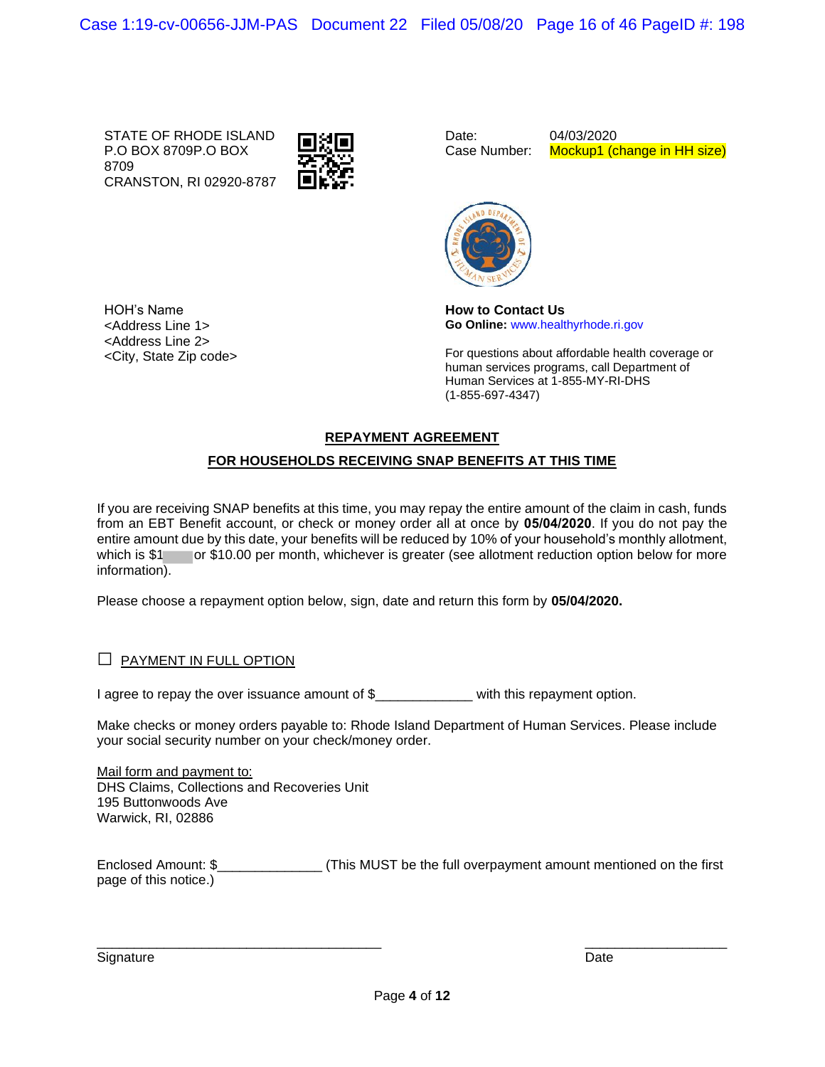STATE OF RHODE ISLAND
P.O BOX 8709P.O BOX 8709
CRANSTON, RI 02920-8787

Date: 04/03/2020
Case Number: Mockup1 (change in HH size)

HOH's Name
<Address Line 1>
<Address Line 2>
<City, State Zip code>

**How to Contact Us**
**Go Online:** www.healthyrhode.ri.gov

For questions about affordable health coverage or human services programs, call Department of Human Services at 1-855-MY-RI-DHS (1-855-697-4347)

## REPAYMENT AGREEMENT

## FOR HOUSEHOLDS RECEIVING SNAP BENEFITS AT THIS TIME

If you are receiving SNAP benefits at this time, you may repay the entire amount of the claim in cash, funds from an EBT Benefit account, or check or money order all at once by **05/04/2020**. If you do not pay the entire amount due by this date, your benefits will be reduced by 10% of your household's monthly allotment, which is $1 or $10.00 per month, whichever is greater (see allotment reduction option below for more information).

Please choose a repayment option below, sign, date and return this form by **05/04/2020.**

☐ PAYMENT IN FULL OPTION

I agree to repay the over issuance amount of $_____________ with this repayment option.

Make checks or money orders payable to: Rhode Island Department of Human Services. Please include your social security number on your check/money order.

Mail form and payment to:
DHS Claims, Collections and Recoveries Unit
195 Buttonwoods Ave
Warwick, RI, 02886

Enclosed Amount: $______________ (This MUST be the full overpayment amount mentioned on the first page of this notice.)

_______________________________________ Signature

____________________ Date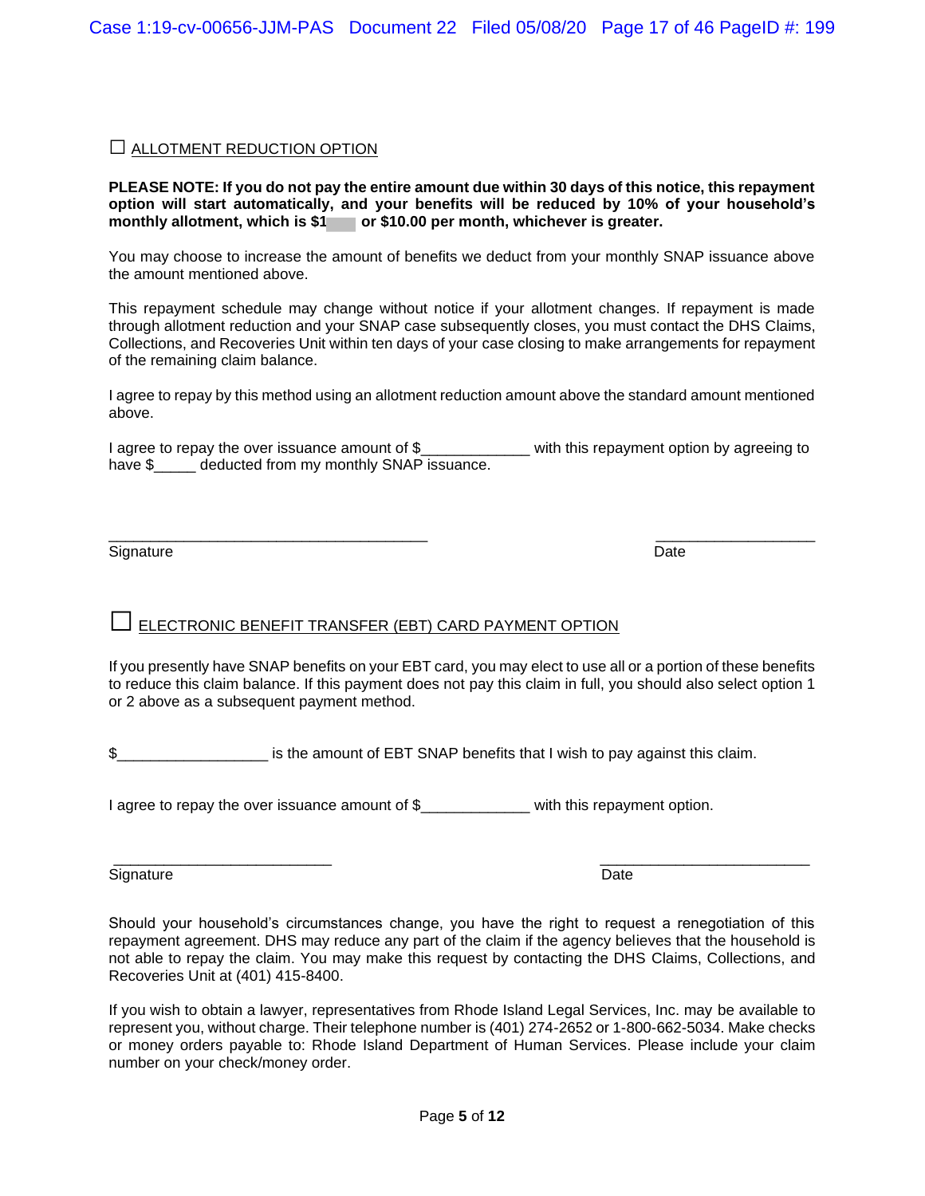☐ ALLOTMENT REDUCTION OPTION

**PLEASE NOTE: If you do not pay the entire amount due within 30 days of this notice, this repayment option will start automatically, and your benefits will be reduced by 10% of your household's monthly allotment, which is $1 or $10.00 per month, whichever is greater.**

You may choose to increase the amount of benefits we deduct from your monthly SNAP issuance above the amount mentioned above.

This repayment schedule may change without notice if your allotment changes. If repayment is made through allotment reduction and your SNAP case subsequently closes, you must contact the DHS Claims, Collections, and Recoveries Unit within ten days of your case closing to make arrangements for repayment of the remaining claim balance.

I agree to repay by this method using an allotment reduction amount above the standard amount mentioned above.

I agree to repay the over issuance amount of $_____________ with this repayment option by agreeing to have $_____ deducted from my monthly SNAP issuance.

_______________________________________ ___________________
Signature Date

☐ ELECTRONIC BENEFIT TRANSFER (EBT) CARD PAYMENT OPTION

If you presently have SNAP benefits on your EBT card, you may elect to use all or a portion of these benefits to reduce this claim balance. If this payment does not pay this claim in full, you should also select option 1 or 2 above as a subsequent payment method.

$__________________ is the amount of EBT SNAP benefits that I wish to pay against this claim.

I agree to repay the over issuance amount of $_____________ with this repayment option.

___________________________ _________________________
Signature Date

Should your household's circumstances change, you have the right to request a renegotiation of this repayment agreement. DHS may reduce any part of the claim if the agency believes that the household is not able to repay the claim. You may make this request by contacting the DHS Claims, Collections, and Recoveries Unit at (401) 415-8400.

If you wish to obtain a lawyer, representatives from Rhode Island Legal Services, Inc. may be available to represent you, without charge. Their telephone number is (401) 274-2652 or 1-800-662-5034. Make checks or money orders payable to: Rhode Island Department of Human Services. Please include your claim number on your check/money order.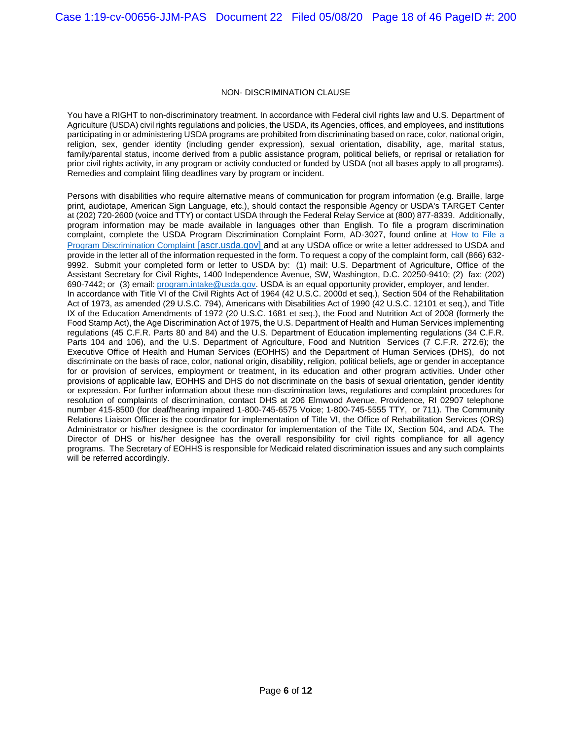## NON- DISCRIMINATION CLAUSE

You have a RIGHT to non-discriminatory treatment. In accordance with Federal civil rights law and U.S. Department of Agriculture (USDA) civil rights regulations and policies, the USDA, its Agencies, offices, and employees, and institutions participating in or administering USDA programs are prohibited from discriminating based on race, color, national origin, religion, sex, gender identity (including gender expression), sexual orientation, disability, age, marital status, family/parental status, income derived from a public assistance program, political beliefs, or reprisal or retaliation for prior civil rights activity, in any program or activity conducted or funded by USDA (not all bases apply to all programs). Remedies and complaint filing deadlines vary by program or incident.

Persons with disabilities who require alternative means of communication for program information (e.g. Braille, large print, audiotape, American Sign Language, etc.), should contact the responsible Agency or USDA's TARGET Center at (202) 720-2600 (voice and TTY) or contact USDA through the Federal Relay Service at (800) 877-8339. Additionally, program information may be made available in languages other than English. To file a program discrimination complaint, complete the USDA Program Discrimination Complaint Form, AD-3027, found online at How to File a Program Discrimination Complaint [ascr.usda.gov] and at any USDA office or write a letter addressed to USDA and provide in the letter all of the information requested in the form. To request a copy of the complaint form, call (866) 632-9992. Submit your completed form or letter to USDA by: (1) mail: U.S. Department of Agriculture, Office of the Assistant Secretary for Civil Rights, 1400 Independence Avenue, SW, Washington, D.C. 20250-9410; (2) fax: (202) 690-7442; or (3) email: program.intake@usda.gov. USDA is an equal opportunity provider, employer, and lender.
In accordance with Title VI of the Civil Rights Act of 1964 (42 U.S.C. 2000d et seq.), Section 504 of the Rehabilitation Act of 1973, as amended (29 U.S.C. 794), Americans with Disabilities Act of 1990 (42 U.S.C. 12101 et seq.), and Title IX of the Education Amendments of 1972 (20 U.S.C. 1681 et seq.), the Food and Nutrition Act of 2008 (formerly the Food Stamp Act), the Age Discrimination Act of 1975, the U.S. Department of Health and Human Services implementing regulations (45 C.F.R. Parts 80 and 84) and the U.S. Department of Education implementing regulations (34 C.F.R. Parts 104 and 106), and the U.S. Department of Agriculture, Food and Nutrition Services (7 C.F.R. 272.6); the Executive Office of Health and Human Services (EOHHS) and the Department of Human Services (DHS), do not discriminate on the basis of race, color, national origin, disability, religion, political beliefs, age or gender in acceptance for or provision of services, employment or treatment, in its education and other program activities. Under other provisions of applicable law, EOHHS and DHS do not discriminate on the basis of sexual orientation, gender identity or expression. For further information about these non-discrimination laws, regulations and complaint procedures for resolution of complaints of discrimination, contact DHS at 206 Elmwood Avenue, Providence, RI 02907 telephone number 415-8500 (for deaf/hearing impaired 1-800-745-6575 Voice; 1-800-745-5555 TTY, or 711). The Community Relations Liaison Officer is the coordinator for implementation of Title VI, the Office of Rehabilitation Services (ORS) Administrator or his/her designee is the coordinator for implementation of the Title IX, Section 504, and ADA. The Director of DHS or his/her designee has the overall responsibility for civil rights compliance for all agency programs. The Secretary of EOHHS is responsible for Medicaid related discrimination issues and any such complaints will be referred accordingly.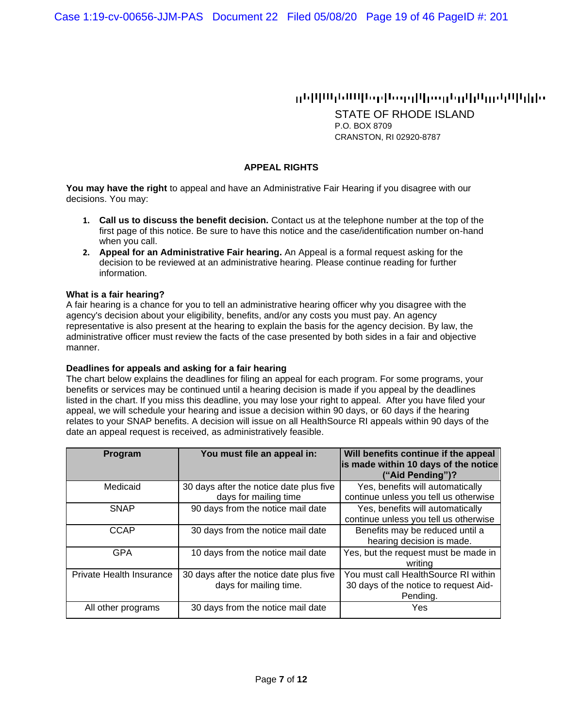STATE OF RHODE ISLAND
P.O. BOX 8709
CRANSTON, RI 02920-8787

## APPEAL RIGHTS

**You may have the right** to appeal and have an Administrative Fair Hearing if you disagree with our decisions. You may:

1. **Call us to discuss the benefit decision.** Contact us at the telephone number at the top of the first page of this notice. Be sure to have this notice and the case/identification number on-hand when you call.
2. **Appeal for an Administrative Fair hearing.** An Appeal is a formal request asking for the decision to be reviewed at an administrative hearing. Please continue reading for further information.

**What is a fair hearing?**
A fair hearing is a chance for you to tell an administrative hearing officer why you disagree with the agency's decision about your eligibility, benefits, and/or any costs you must pay. An agency representative is also present at the hearing to explain the basis for the agency decision. By law, the administrative officer must review the facts of the case presented by both sides in a fair and objective manner.

**Deadlines for appeals and asking for a fair hearing**
The chart below explains the deadlines for filing an appeal for each program. For some programs, your benefits or services may be continued until a hearing decision is made if you appeal by the deadlines listed in the chart. If you miss this deadline, you may lose your right to appeal. After you have filed your appeal, we will schedule your hearing and issue a decision within 90 days, or 60 days if the hearing relates to your SNAP benefits. A decision will issue on all HealthSource RI appeals within 90 days of the date an appeal request is received, as administratively feasible.

| Program | You must file an appeal in: | Will benefits continue if the appeal is made within 10 days of the notice ("Aid Pending")? |
|---|---|---|
| Medicaid | 30 days after the notice date plus five days for mailing time | Yes, benefits will automatically continue unless you tell us otherwise |
| SNAP | 90 days from the notice mail date | Yes, benefits will automatically continue unless you tell us otherwise |
| CCAP | 30 days from the notice mail date | Benefits may be reduced until a hearing decision is made. |
| GPA | 10 days from the notice mail date | Yes, but the request must be made in writing |
| Private Health Insurance | 30 days after the notice date plus five days for mailing time. | You must call HealthSource RI within 30 days of the notice to request Aid-Pending. |
| All other programs | 30 days from the notice mail date | Yes |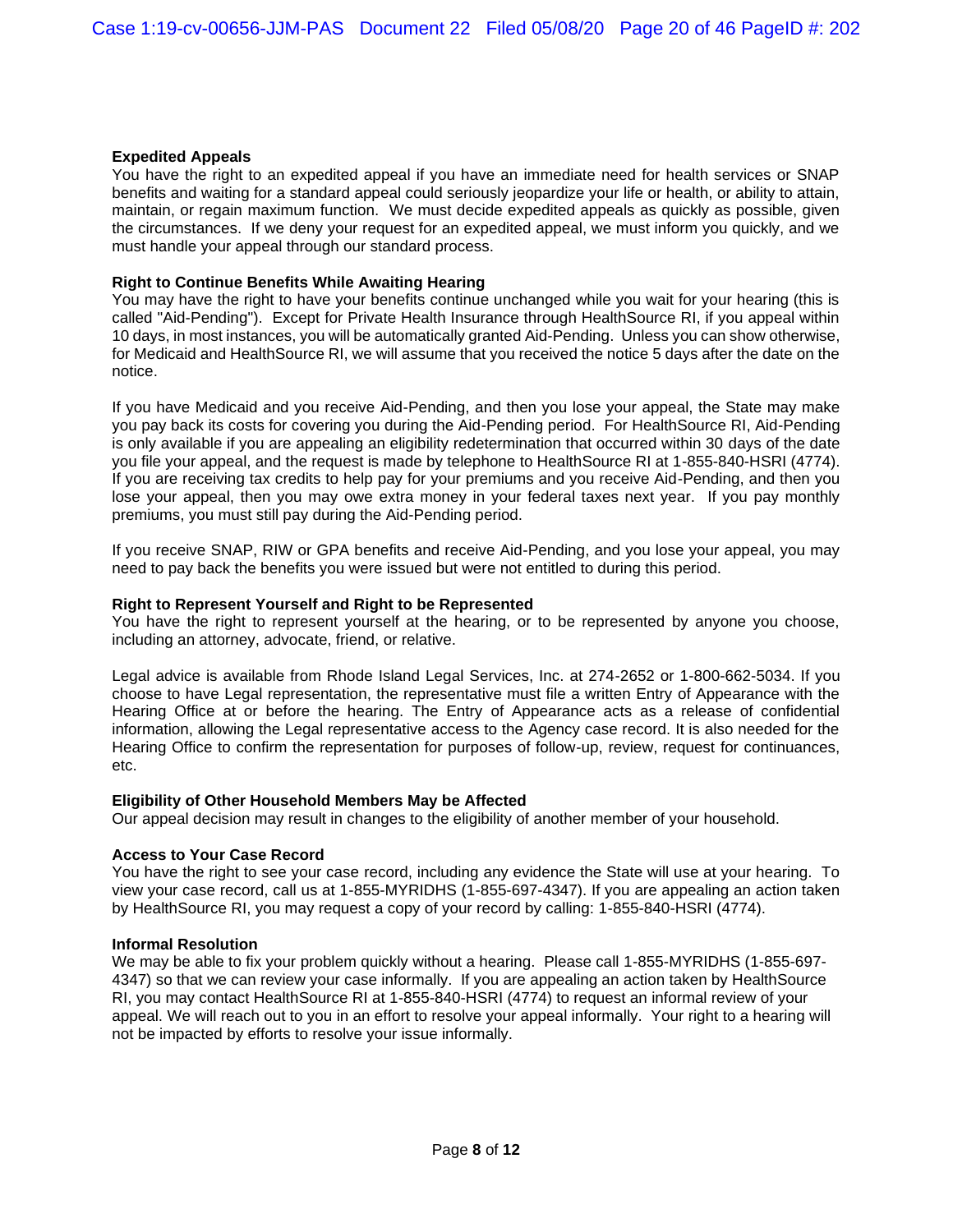**Expedited Appeals**

You have the right to an expedited appeal if you have an immediate need for health services or SNAP benefits and waiting for a standard appeal could seriously jeopardize your life or health, or ability to attain, maintain, or regain maximum function. We must decide expedited appeals as quickly as possible, given the circumstances. If we deny your request for an expedited appeal, we must inform you quickly, and we must handle your appeal through our standard process.

**Right to Continue Benefits While Awaiting Hearing**

You may have the right to have your benefits continue unchanged while you wait for your hearing (this is called "Aid-Pending"). Except for Private Health Insurance through HealthSource RI, if you appeal within 10 days, in most instances, you will be automatically granted Aid-Pending. Unless you can show otherwise, for Medicaid and HealthSource RI, we will assume that you received the notice 5 days after the date on the notice.

If you have Medicaid and you receive Aid-Pending, and then you lose your appeal, the State may make you pay back its costs for covering you during the Aid-Pending period. For HealthSource RI, Aid-Pending is only available if you are appealing an eligibility redetermination that occurred within 30 days of the date you file your appeal, and the request is made by telephone to HealthSource RI at 1-855-840-HSRI (4774). If you are receiving tax credits to help pay for your premiums and you receive Aid-Pending, and then you lose your appeal, then you may owe extra money in your federal taxes next year. If you pay monthly premiums, you must still pay during the Aid-Pending period.

If you receive SNAP, RIW or GPA benefits and receive Aid-Pending, and you lose your appeal, you may need to pay back the benefits you were issued but were not entitled to during this period.

**Right to Represent Yourself and Right to be Represented**

You have the right to represent yourself at the hearing, or to be represented by anyone you choose, including an attorney, advocate, friend, or relative.

Legal advice is available from Rhode Island Legal Services, Inc. at 274-2652 or 1-800-662-5034. If you choose to have Legal representation, the representative must file a written Entry of Appearance with the Hearing Office at or before the hearing. The Entry of Appearance acts as a release of confidential information, allowing the Legal representative access to the Agency case record. It is also needed for the Hearing Office to confirm the representation for purposes of follow-up, review, request for continuances, etc.

**Eligibility of Other Household Members May be Affected**

Our appeal decision may result in changes to the eligibility of another member of your household.

**Access to Your Case Record**

You have the right to see your case record, including any evidence the State will use at your hearing. To view your case record, call us at 1-855-MYRIDHS (1-855-697-4347). If you are appealing an action taken by HealthSource RI, you may request a copy of your record by calling: 1-855-840-HSRI (4774).

**Informal Resolution**

We may be able to fix your problem quickly without a hearing. Please call 1-855-MYRIDHS (1-855-697-4347) so that we can review your case informally. If you are appealing an action taken by HealthSource RI, you may contact HealthSource RI at 1-855-840-HSRI (4774) to request an informal review of your appeal. We will reach out to you in an effort to resolve your appeal informally. Your right to a hearing will not be impacted by efforts to resolve your issue informally.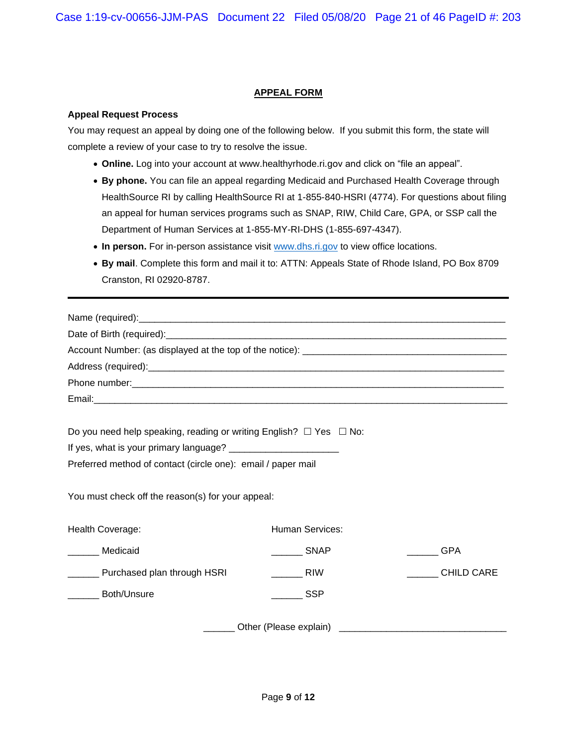# APPEAL FORM

**Appeal Request Process**

You may request an appeal by doing one of the following below. If you submit this form, the state will complete a review of your case to try to resolve the issue.

- **Online.** Log into your account at www.healthyrhode.ri.gov and click on "file an appeal".
- **By phone.** You can file an appeal regarding Medicaid and Purchased Health Coverage through HealthSource RI by calling HealthSource RI at 1-855-840-HSRI (4774). For questions about filing an appeal for human services programs such as SNAP, RIW, Child Care, GPA, or SSP call the Department of Human Services at 1-855-MY-RI-DHS (1-855-697-4347).
- **In person.** For in-person assistance visit www.dhs.ri.gov to view office locations.
- **By mail**. Complete this form and mail it to: ATTN: Appeals State of Rhode Island, PO Box 8709 Cranston, RI 02920-8787.

---

Name (required):______________________________________________________________________

Date of Birth (required):_______________________________________________________________

Account Number: (as displayed at the top of the notice): ________________________________________

Address (required):_____________________________________________________________________

Phone number:_________________________________________________________________________

Email:_________________________________________________________________________________

Do you need help speaking, reading or writing English? ☐ Yes ☐ No:

If yes, what is your primary language? ____________________

Preferred method of contact (circle one): email / paper mail

You must check off the reason(s) for your appeal:

| Health Coverage: | Human Services: | |
|---|---|---|
| ______ Medicaid | ______ SNAP | ______ GPA |
| ______ Purchased plan through HSRI | ______ RIW | ______ CHILD CARE |
| ______ Both/Unsure | ______ SSP | |

______ Other (Please explain) ______________________________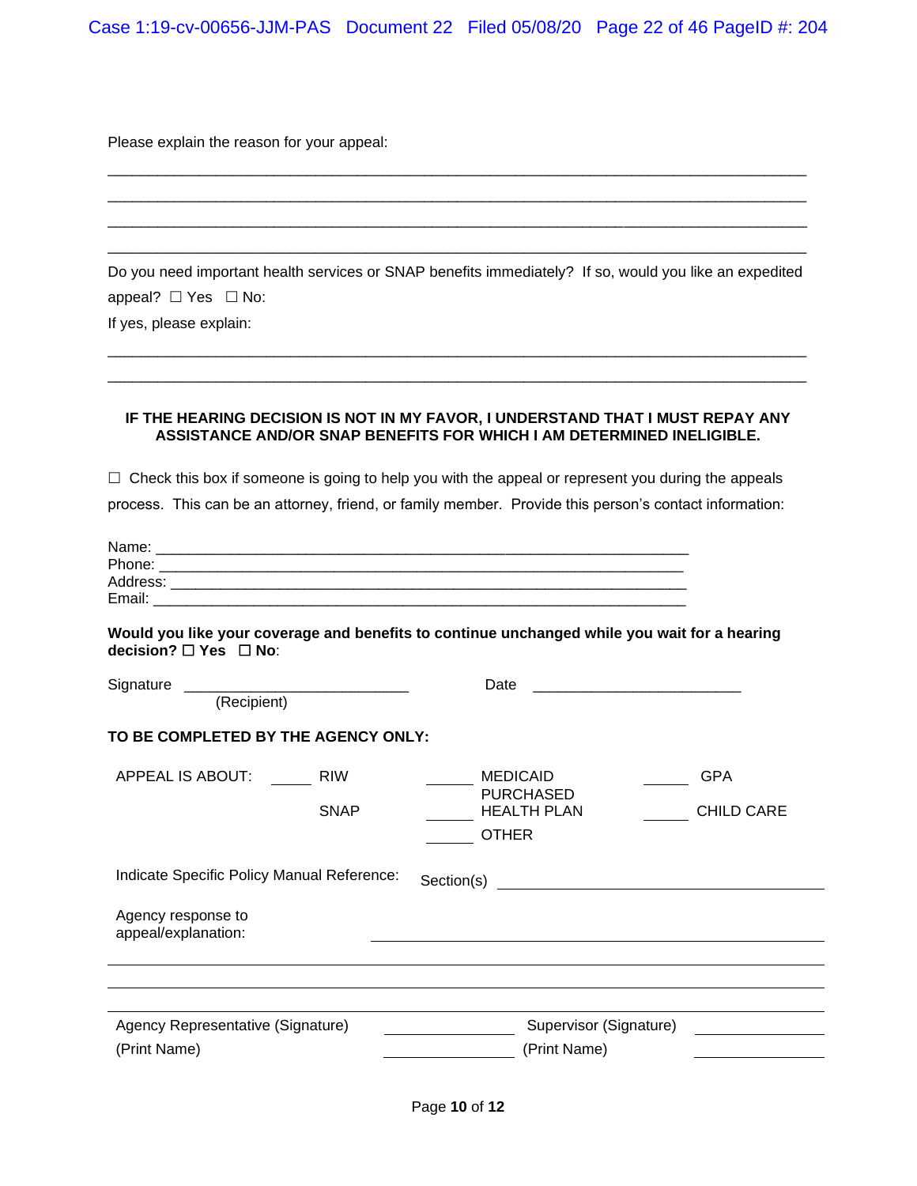Please explain the reason for your appeal:

_______________________________________________________________________________

_______________________________________________________________________________

_______________________________________________________________________________

_______________________________________________________________________________

Do you need important health services or SNAP benefits immediately? If so, would you like an expedited appeal? ☐ Yes ☐ No:

If yes, please explain:

_______________________________________________________________________________

_______________________________________________________________________________

**IF THE HEARING DECISION IS NOT IN MY FAVOR, I UNDERSTAND THAT I MUST REPAY ANY ASSISTANCE AND/OR SNAP BENEFITS FOR WHICH I AM DETERMINED INELIGIBLE.**

☐ Check this box if someone is going to help you with the appeal or represent you during the appeals process. This can be an attorney, friend, or family member. Provide this person's contact information:

Name: ____________________________________________________________

Phone: ____________________________________________________________

Address: __________________________________________________________

Email: ____________________________________________________________

**Would you like your coverage and benefits to continue unchanged while you wait for a hearing decision? ☐ Yes ☐ No**:

Signature ___________________________ Date ________________________
(Recipient)

**TO BE COMPLETED BY THE AGENCY ONLY:**

| APPEAL IS ABOUT: | _____ RIW | _____ MEDICAID | _____ GPA |
|---|---|---|---|
| | SNAP | _____ PURCHASED HEALTH PLAN | _____ CHILD CARE |
| | | _____ OTHER | |

Indicate Specific Policy Manual Reference: Section(s) ____________________________

Agency response to appeal/explanation: ____________________________

_______________________________________________________________________________

_______________________________________________________________________________

_______________________________________________________________________________

Agency Representative (Signature) ____________ Supervisor (Signature) ____________

(Print Name) ____________ (Print Name) ____________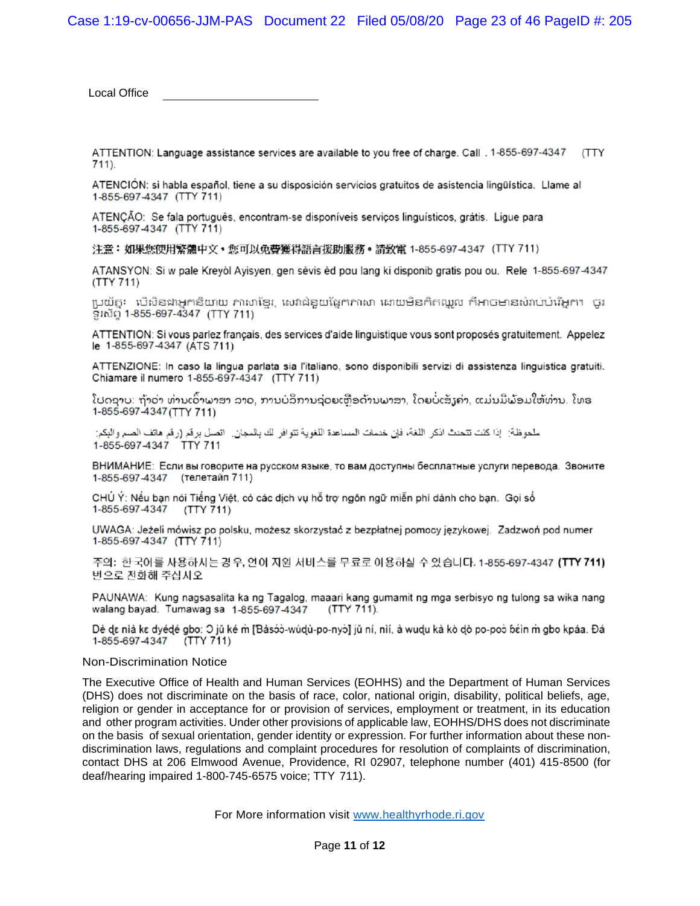Local Office \_\_\_\_\_\_\_\_\_\_\_\_\_\_\_\_\_\_\_\_\_\_

ATTENTION: Language assistance services are available to you free of charge. Call . 1-855-697-4347 (TTY 711).

ATENCIÓN: si habla español, tiene a su disposición servicios gratuitos de asistencia lingüística. Llame al 1-855-697-4347 (TTY 711)

ATENÇÃO: Se fala português, encontram-se disponíveis serviços linguísticos, grátis. Ligue para 1-855-697-4347 (TTY 711)

注意：如果您使用繁體中文，您可以免費獲得語言援助服務。請致電 1-855-697-4347 (TTY 711)

ATANSYON: Si w pale Kreyòl Ayisyen, gen sèvis èd pou lang ki disponib gratis pou ou. Rele 1-855-697-4347 (TTY 711)

ប្រយ័ត្ន៖ បើសិនជាអ្នកនិយាយ ភាសាខ្មែរ, សេវាជំនួយផ្នែកភាសា ដោយមិនគិតឈ្នួល គឺអាចមានសំរាប់បំរើអ្នក។ ចូរ ទូរស័ព្ទ 1-855-697-4347 (TTY 711)

ATTENTION: Si vous parlez français, des services d'aide linguistique vous sont proposés gratuitement. Appelez le 1-855-697-4347 (ATS 711)

ATTENZIONE: In caso la lingua parlata sia l'italiano, sono disponibili servizi di assistenza linguistica gratuiti. Chiamare il numero 1-855-697-4347 (TTY 711)

ໂປດຊາບ: ຖ້າວ່າ ທ່ານເວົ້າພາສາ ລາວ, ການບໍລິການຊ່ວຍເຫຼືອດ້ານພາສາ, ໂດຍບໍ່ເສັຽຄ່າ, ແມ່ນມີພ້ອມໃຫ້ທ່ານ. ໂທຣ 1-855-697-4347 (TTY 711)

ملحوظة: إذا كنت تتحدث اذكر اللغة، فإن خدمات المساعدة اللغوية تتوافر لك بالمجان. اتصل برقم (رقم هاتف الصم والبكم: 1-855-697-4347 TTY 711

ВНИМАНИЕ: Если вы говорите на русском языке, то вам доступны бесплатные услуги перевода. Звоните 1-855-697-4347 (телетайп 711)

CHÚ Ý: Nếu bạn nói Tiếng Việt, có các dịch vụ hỗ trợ ngôn ngữ miễn phí dành cho bạn. Gọi số 1-855-697-4347 (TTY 711)

UWAGA: Jeżeli mówisz po polsku, możesz skorzystać z bezpłatnej pomocy językowej. Zadzwoń pod numer 1-855-697-4347 (TTY 711)

주의: 한국어를 사용하시는 경우, 언어 지원 서비스를 무료로 이용하실 수 있습니다. 1-855-697-4347 **(TTY 711)** 번으로 전화해 주십시오

PAUNAWA: Kung nagsasalita ka ng Tagalog, maaari kang gumamit ng mga serbisyo ng tulong sa wika nang walang bayad. Tumawag sa 1-855-697-4347 (TTY 711).

Dè ɖɛ nìà kɛ dyéɖé gbo: Ɔ jǔ ké m̀ [Ɓàsɔ́ɔ̀-wùɖù-po-nyɔ̀] jǔ ní, nìí, à wuɖu kà kò ɖò po-poɔ̀ ɓɛ́in m̀ gbo kpáa. Ɖá 1-855-697-4347 (TTY 711)

Non-Discrimination Notice

The Executive Office of Health and Human Services (EOHHS) and the Department of Human Services (DHS) does not discriminate on the basis of race, color, national origin, disability, political beliefs, age, religion or gender in acceptance for or provision of services, employment or treatment, in its education and other program activities. Under other provisions of applicable law, EOHHS/DHS does not discriminate on the basis of sexual orientation, gender identity or expression. For further information about these non-discrimination laws, regulations and complaint procedures for resolution of complaints of discrimination, contact DHS at 206 Elmwood Avenue, Providence, RI 02907, telephone number (401) 415-8500 (for deaf/hearing impaired 1-800-745-6575 voice; TTY 711).

For More information visit [www.healthyrhode.ri.gov](http://www.healthyrhode.ri.gov)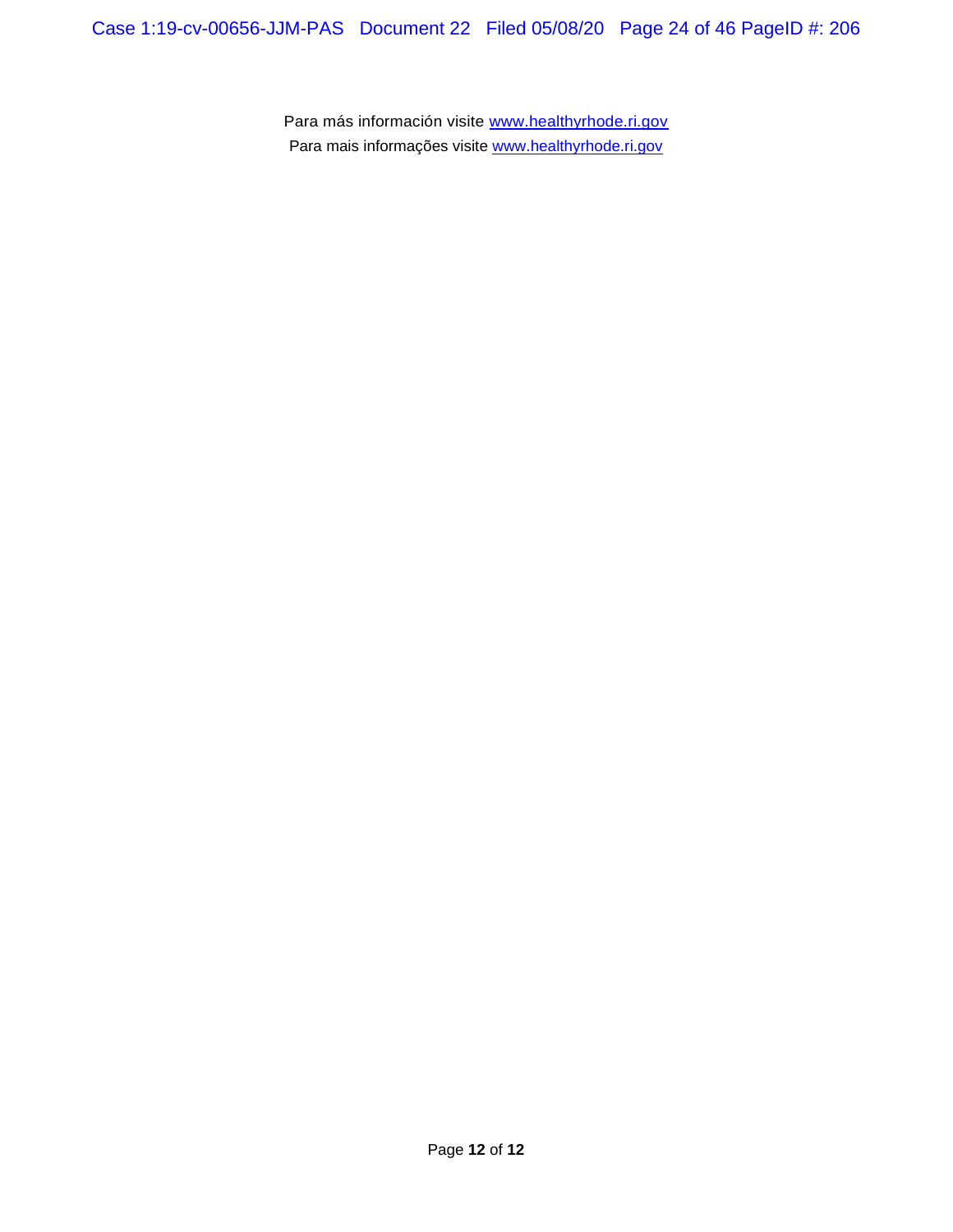Para más información visite [www.healthyrhode.ri.gov](http://www.healthyrhode.ri.gov)

Para mais informações visite [www.healthyrhode.ri.gov](http://www.healthyrhode.ri.gov)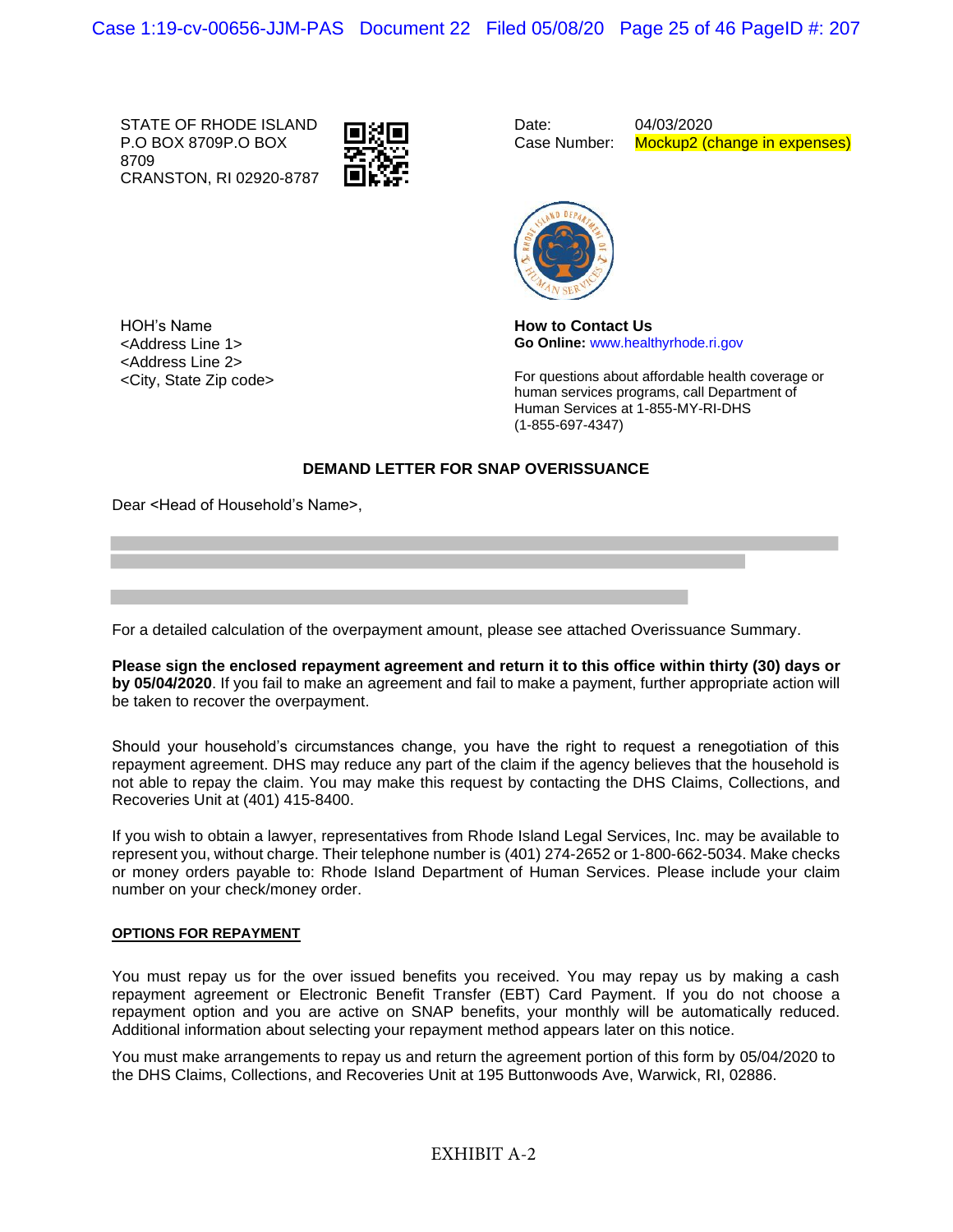STATE OF RHODE ISLAND
P.O BOX 8709P.O BOX 8709
CRANSTON, RI 02920-8787

Date: 04/03/2020
Case Number: Mockup2 (change in expenses)

HOH's Name
<Address Line 1>
<Address Line 2>
<City, State Zip code>

**How to Contact Us**
**Go Online:** www.healthyrhode.ri.gov

For questions about affordable health coverage or human services programs, call Department of Human Services at 1-855-MY-RI-DHS (1-855-697-4347)

**DEMAND LETTER FOR SNAP OVERISSUANCE**

Dear <Head of Household's Name>,

For a detailed calculation of the overpayment amount, please see attached Overissuance Summary.

**Please sign the enclosed repayment agreement and return it to this office within thirty (30) days or by 05/04/2020**. If you fail to make an agreement and fail to make a payment, further appropriate action will be taken to recover the overpayment.

Should your household's circumstances change, you have the right to request a renegotiation of this repayment agreement. DHS may reduce any part of the claim if the agency believes that the household is not able to repay the claim. You may make this request by contacting the DHS Claims, Collections, and Recoveries Unit at (401) 415-8400.

If you wish to obtain a lawyer, representatives from Rhode Island Legal Services, Inc. may be available to represent you, without charge. Their telephone number is (401) 274-2652 or 1-800-662-5034. Make checks or money orders payable to: Rhode Island Department of Human Services. Please include your claim number on your check/money order.

**OPTIONS FOR REPAYMENT**

You must repay us for the over issued benefits you received. You may repay us by making a cash repayment agreement or Electronic Benefit Transfer (EBT) Card Payment. If you do not choose a repayment option and you are active on SNAP benefits, your monthly will be automatically reduced. Additional information about selecting your repayment method appears later on this notice.

You must make arrangements to repay us and return the agreement portion of this form by 05/04/2020 to the DHS Claims, Collections, and Recoveries Unit at 195 Buttonwoods Ave, Warwick, RI, 02886.

EXHIBIT A-2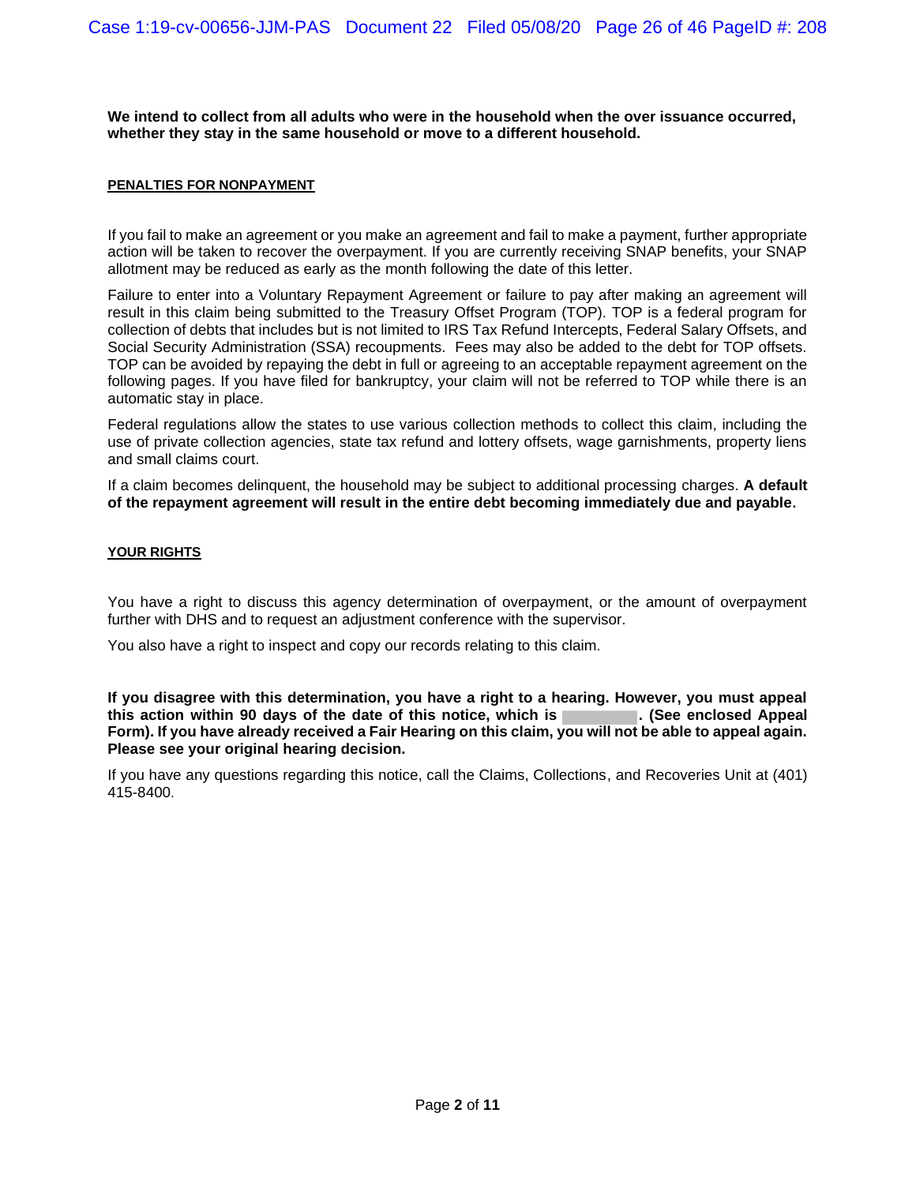**We intend to collect from all adults who were in the household when the over issuance occurred, whether they stay in the same household or move to a different household.**

**PENALTIES FOR NONPAYMENT**

If you fail to make an agreement or you make an agreement and fail to make a payment, further appropriate action will be taken to recover the overpayment. If you are currently receiving SNAP benefits, your SNAP allotment may be reduced as early as the month following the date of this letter.

Failure to enter into a Voluntary Repayment Agreement or failure to pay after making an agreement will result in this claim being submitted to the Treasury Offset Program (TOP). TOP is a federal program for collection of debts that includes but is not limited to IRS Tax Refund Intercepts, Federal Salary Offsets, and Social Security Administration (SSA) recoupments. Fees may also be added to the debt for TOP offsets. TOP can be avoided by repaying the debt in full or agreeing to an acceptable repayment agreement on the following pages. If you have filed for bankruptcy, your claim will not be referred to TOP while there is an automatic stay in place.

Federal regulations allow the states to use various collection methods to collect this claim, including the use of private collection agencies, state tax refund and lottery offsets, wage garnishments, property liens and small claims court.

If a claim becomes delinquent, the household may be subject to additional processing charges. **A default of the repayment agreement will result in the entire debt becoming immediately due and payable.**

**YOUR RIGHTS**

You have a right to discuss this agency determination of overpayment, or the amount of overpayment further with DHS and to request an adjustment conference with the supervisor.

You also have a right to inspect and copy our records relating to this claim.

**If you disagree with this determination, you have a right to a hearing. However, you must appeal this action within 90 days of the date of this notice, which is \_\_\_\_\_\_\_\_. (See enclosed Appeal Form). If you have already received a Fair Hearing on this claim, you will not be able to appeal again. Please see your original hearing decision.**

If you have any questions regarding this notice, call the Claims, Collections, and Recoveries Unit at (401) 415-8400.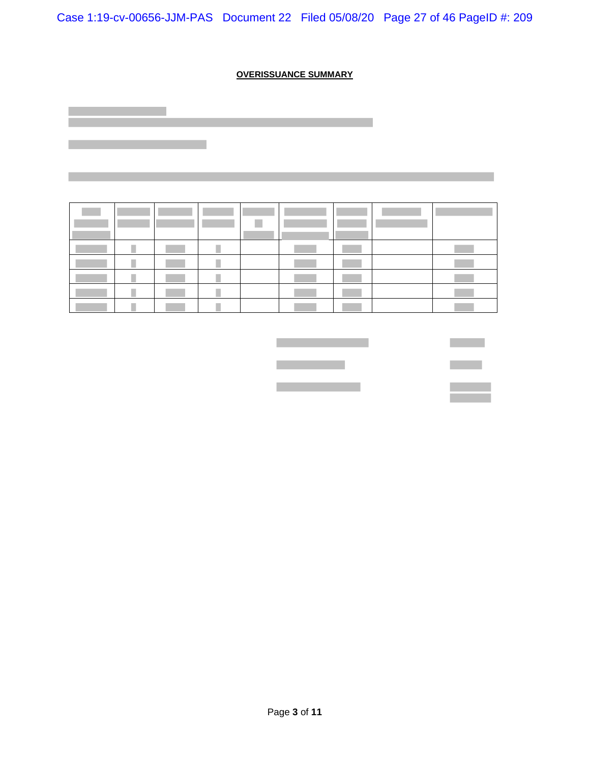**OVERISSUANCE SUMMARY**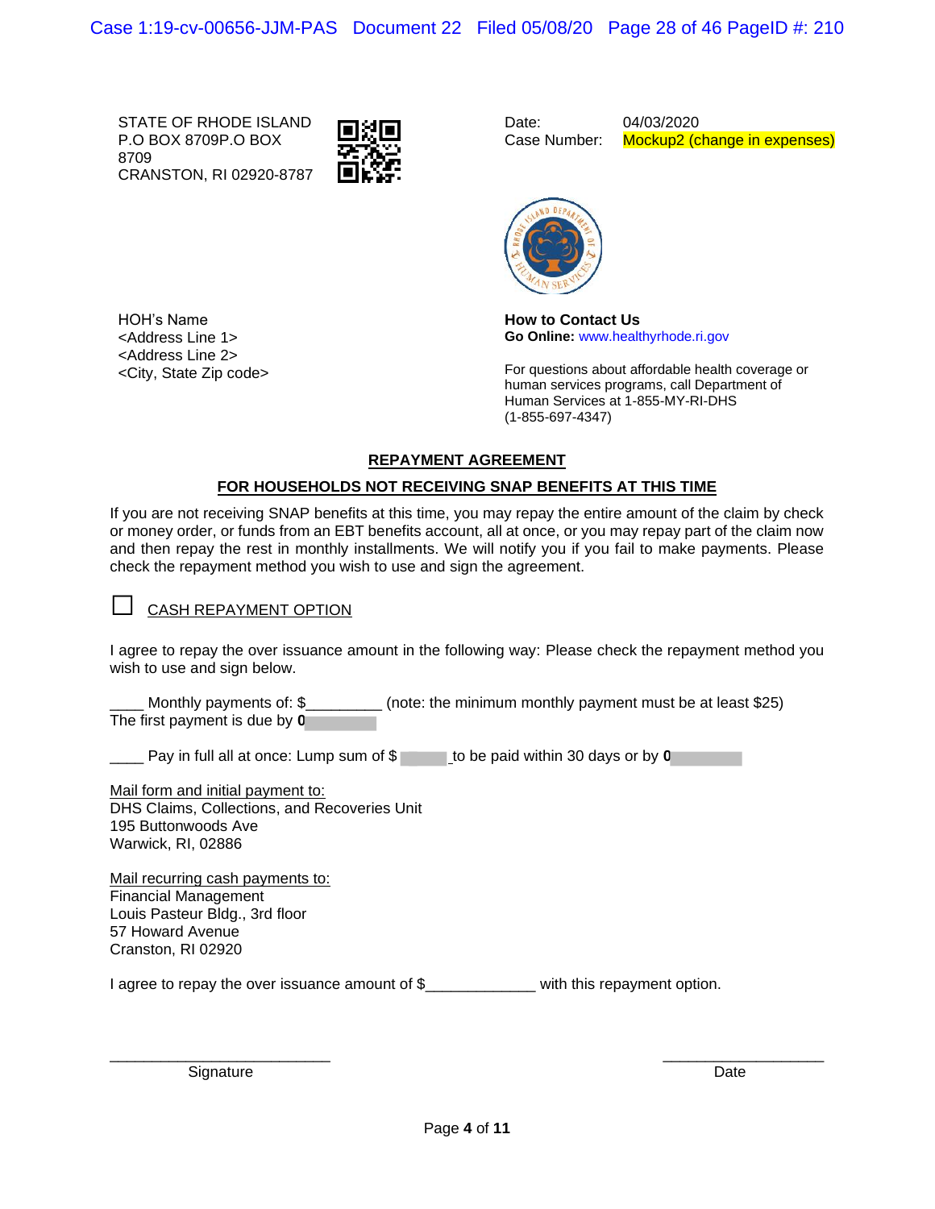STATE OF RHODE ISLAND
P.O BOX 8709P.O BOX 8709
CRANSTON, RI 02920-8787

Date: 04/03/2020
Case Number: Mockup2 (change in expenses)

HOH's Name
<Address Line 1>
<Address Line 2>
<City, State Zip code>

**How to Contact Us**
**Go Online:** www.healthyrhode.ri.gov

For questions about affordable health coverage or human services programs, call Department of Human Services at 1-855-MY-RI-DHS (1-855-697-4347)

## REPAYMENT AGREEMENT

## FOR HOUSEHOLDS NOT RECEIVING SNAP BENEFITS AT THIS TIME

If you are not receiving SNAP benefits at this time, you may repay the entire amount of the claim by check or money order, or funds from an EBT benefits account, all at once, or you may repay part of the claim now and then repay the rest in monthly installments. We will notify you if you fail to make payments. Please check the repayment method you wish to use and sign the agreement.

☐ CASH REPAYMENT OPTION

I agree to repay the over issuance amount in the following way: Please check the repayment method you wish to use and sign below.

____ Monthly payments of: $_________ (note: the minimum monthly payment must be at least $25)
The first payment is due by **0**

____ Pay in full all at once: Lump sum of $ ______ to be paid within 30 days or by **0**

Mail form and initial payment to:
DHS Claims, Collections, and Recoveries Unit
195 Buttonwoods Ave
Warwick, RI, 02886

Mail recurring cash payments to:
Financial Management
Louis Pasteur Bldg., 3rd floor
57 Howard Avenue
Cranston, RI 02920

I agree to repay the over issuance amount of $_____________ with this repayment option.

___________________________ Signature

____________________ Date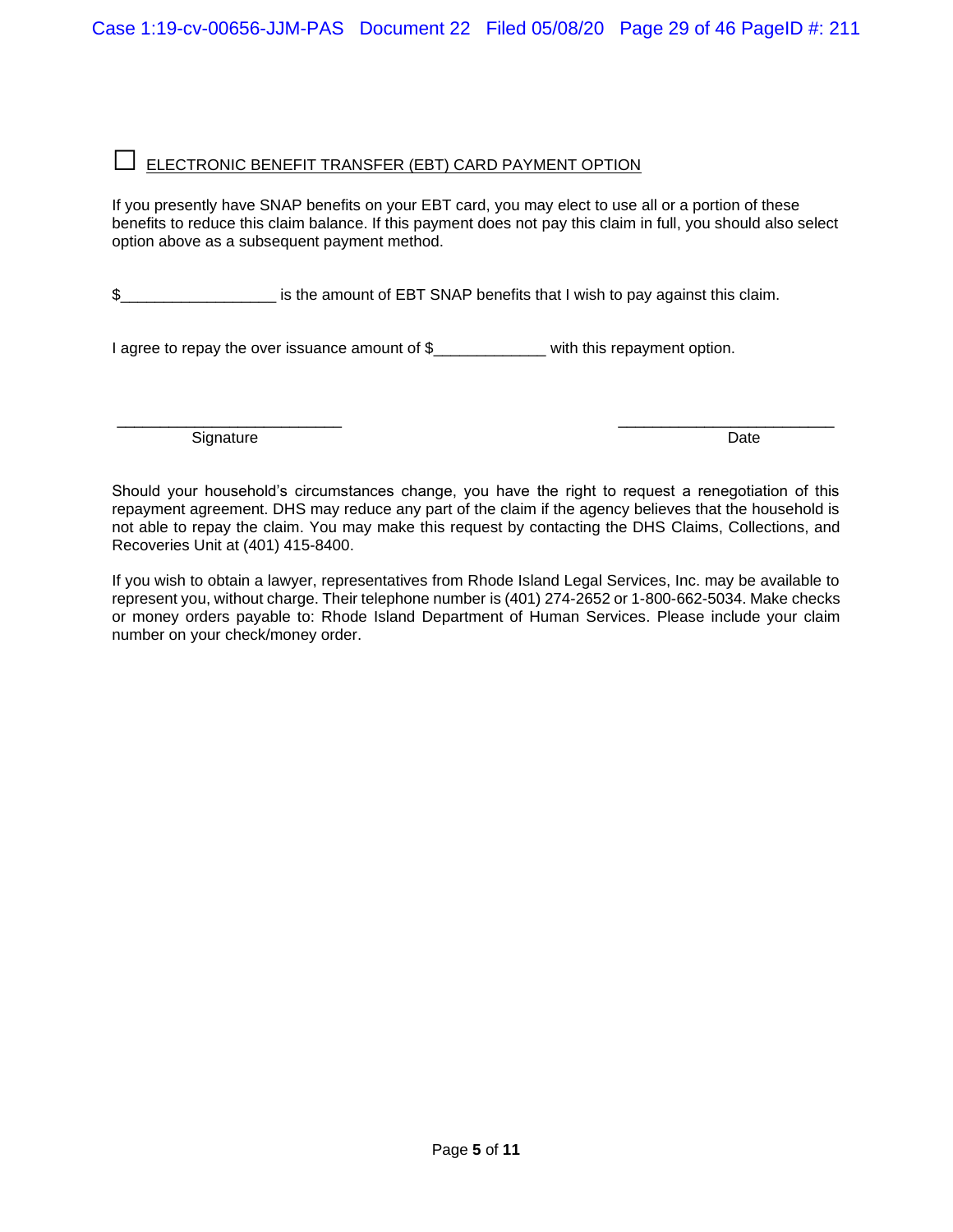☐ ELECTRONIC BENEFIT TRANSFER (EBT) CARD PAYMENT OPTION

If you presently have SNAP benefits on your EBT card, you may elect to use all or a portion of these benefits to reduce this claim balance. If this payment does not pay this claim in full, you should also select option above as a subsequent payment method.

$__________________ is the amount of EBT SNAP benefits that I wish to pay against this claim.

I agree to repay the over issuance amount of $_____________ with this repayment option.

___________________________ Signature

___________________________ Date

Should your household's circumstances change, you have the right to request a renegotiation of this repayment agreement. DHS may reduce any part of the claim if the agency believes that the household is not able to repay the claim. You may make this request by contacting the DHS Claims, Collections, and Recoveries Unit at (401) 415-8400.

If you wish to obtain a lawyer, representatives from Rhode Island Legal Services, Inc. may be available to represent you, without charge. Their telephone number is (401) 274-2652 or 1-800-662-5034. Make checks or money orders payable to: Rhode Island Department of Human Services. Please include your claim number on your check/money order.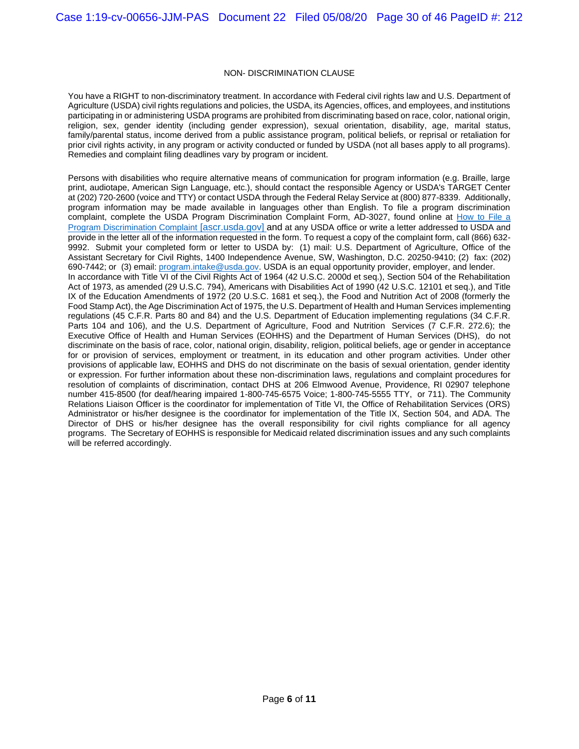NON- DISCRIMINATION CLAUSE

You have a RIGHT to non-discriminatory treatment. In accordance with Federal civil rights law and U.S. Department of Agriculture (USDA) civil rights regulations and policies, the USDA, its Agencies, offices, and employees, and institutions participating in or administering USDA programs are prohibited from discriminating based on race, color, national origin, religion, sex, gender identity (including gender expression), sexual orientation, disability, age, marital status, family/parental status, income derived from a public assistance program, political beliefs, or reprisal or retaliation for prior civil rights activity, in any program or activity conducted or funded by USDA (not all bases apply to all programs). Remedies and complaint filing deadlines vary by program or incident.

Persons with disabilities who require alternative means of communication for program information (e.g. Braille, large print, audiotape, American Sign Language, etc.), should contact the responsible Agency or USDA's TARGET Center at (202) 720-2600 (voice and TTY) or contact USDA through the Federal Relay Service at (800) 877-8339. Additionally, program information may be made available in languages other than English. To file a program discrimination complaint, complete the USDA Program Discrimination Complaint Form, AD-3027, found online at How to File a Program Discrimination Complaint [ascr.usda.gov] and at any USDA office or write a letter addressed to USDA and provide in the letter all of the information requested in the form. To request a copy of the complaint form, call (866) 632-9992. Submit your completed form or letter to USDA by: (1) mail: U.S. Department of Agriculture, Office of the Assistant Secretary for Civil Rights, 1400 Independence Avenue, SW, Washington, D.C. 20250-9410; (2) fax: (202) 690-7442; or (3) email: program.intake@usda.gov. USDA is an equal opportunity provider, employer, and lender.

In accordance with Title VI of the Civil Rights Act of 1964 (42 U.S.C. 2000d et seq.), Section 504 of the Rehabilitation Act of 1973, as amended (29 U.S.C. 794), Americans with Disabilities Act of 1990 (42 U.S.C. 12101 et seq.), and Title IX of the Education Amendments of 1972 (20 U.S.C. 1681 et seq.), the Food and Nutrition Act of 2008 (formerly the Food Stamp Act), the Age Discrimination Act of 1975, the U.S. Department of Health and Human Services implementing regulations (45 C.F.R. Parts 80 and 84) and the U.S. Department of Education implementing regulations (34 C.F.R. Parts 104 and 106), and the U.S. Department of Agriculture, Food and Nutrition Services (7 C.F.R. 272.6); the Executive Office of Health and Human Services (EOHHS) and the Department of Human Services (DHS), do not discriminate on the basis of race, color, national origin, disability, religion, political beliefs, age or gender in acceptance for or provision of services, employment or treatment, in its education and other program activities. Under other provisions of applicable law, EOHHS and DHS do not discriminate on the basis of sexual orientation, gender identity or expression. For further information about these non-discrimination laws, regulations and complaint procedures for resolution of complaints of discrimination, contact DHS at 206 Elmwood Avenue, Providence, RI 02907 telephone number 415-8500 (for deaf/hearing impaired 1-800-745-6575 Voice; 1-800-745-5555 TTY, or 711). The Community Relations Liaison Officer is the coordinator for implementation of Title VI, the Office of Rehabilitation Services (ORS) Administrator or his/her designee is the coordinator for implementation of the Title IX, Section 504, and ADA. The Director of DHS or his/her designee has the overall responsibility for civil rights compliance for all agency programs. The Secretary of EOHHS is responsible for Medicaid related discrimination issues and any such complaints will be referred accordingly.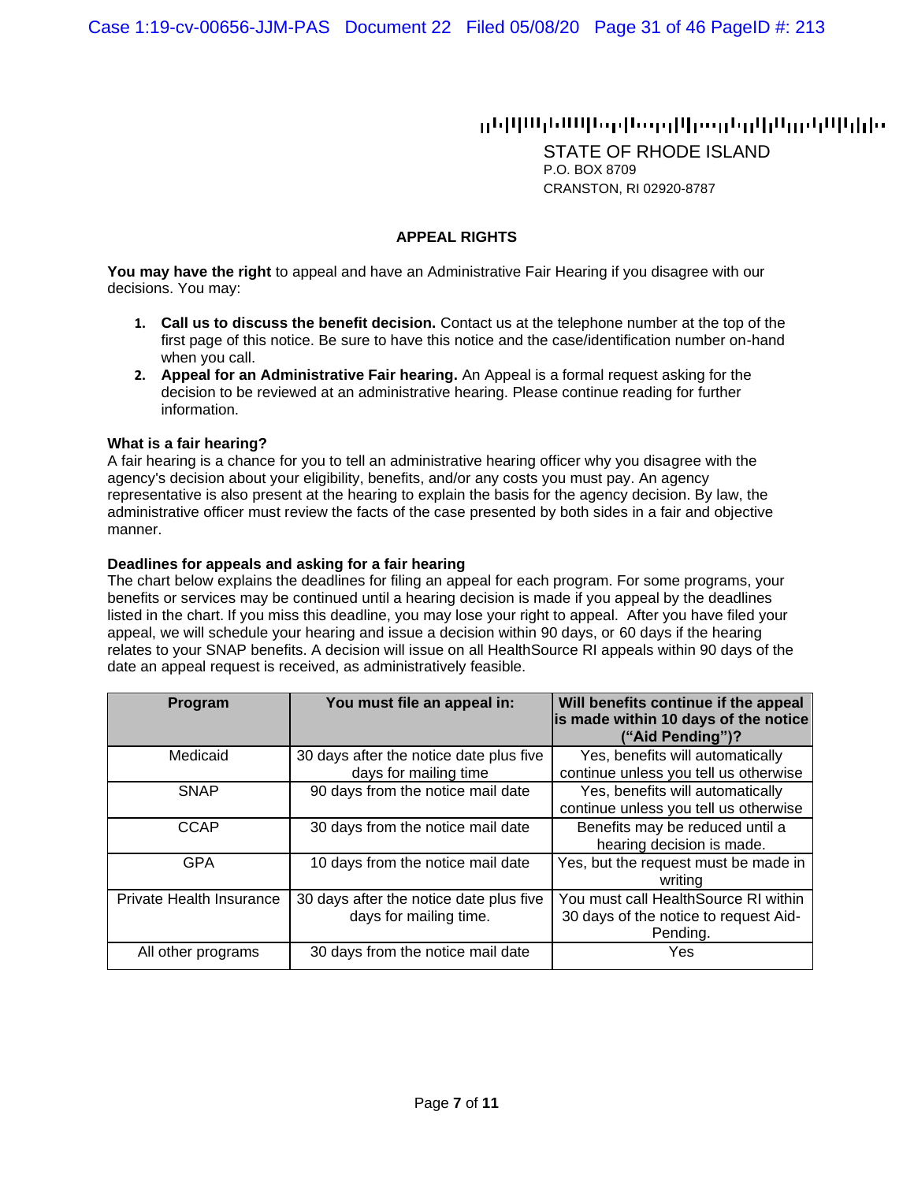STATE OF RHODE ISLAND
P.O. BOX 8709
CRANSTON, RI 02920-8787

## APPEAL RIGHTS

**You may have the right** to appeal and have an Administrative Fair Hearing if you disagree with our decisions. You may:

1. **Call us to discuss the benefit decision.** Contact us at the telephone number at the top of the first page of this notice. Be sure to have this notice and the case/identification number on-hand when you call.
2. **Appeal for an Administrative Fair hearing.** An Appeal is a formal request asking for the decision to be reviewed at an administrative hearing. Please continue reading for further information.

**What is a fair hearing?**
A fair hearing is a chance for you to tell an administrative hearing officer why you disagree with the agency's decision about your eligibility, benefits, and/or any costs you must pay. An agency representative is also present at the hearing to explain the basis for the agency decision. By law, the administrative officer must review the facts of the case presented by both sides in a fair and objective manner.

**Deadlines for appeals and asking for a fair hearing**
The chart below explains the deadlines for filing an appeal for each program. For some programs, your benefits or services may be continued until a hearing decision is made if you appeal by the deadlines listed in the chart. If you miss this deadline, you may lose your right to appeal. After you have filed your appeal, we will schedule your hearing and issue a decision within 90 days, or 60 days if the hearing relates to your SNAP benefits. A decision will issue on all HealthSource RI appeals within 90 days of the date an appeal request is received, as administratively feasible.

| Program | You must file an appeal in: | Will benefits continue if the appeal is made within 10 days of the notice ("Aid Pending")? |
|---|---|---|
| Medicaid | 30 days after the notice date plus five days for mailing time | Yes, benefits will automatically continue unless you tell us otherwise |
| SNAP | 90 days from the notice mail date | Yes, benefits will automatically continue unless you tell us otherwise |
| CCAP | 30 days from the notice mail date | Benefits may be reduced until a hearing decision is made. |
| GPA | 10 days from the notice mail date | Yes, but the request must be made in writing |
| Private Health Insurance | 30 days after the notice date plus five days for mailing time. | You must call HealthSource RI within 30 days of the notice to request Aid-Pending. |
| All other programs | 30 days from the notice mail date | Yes |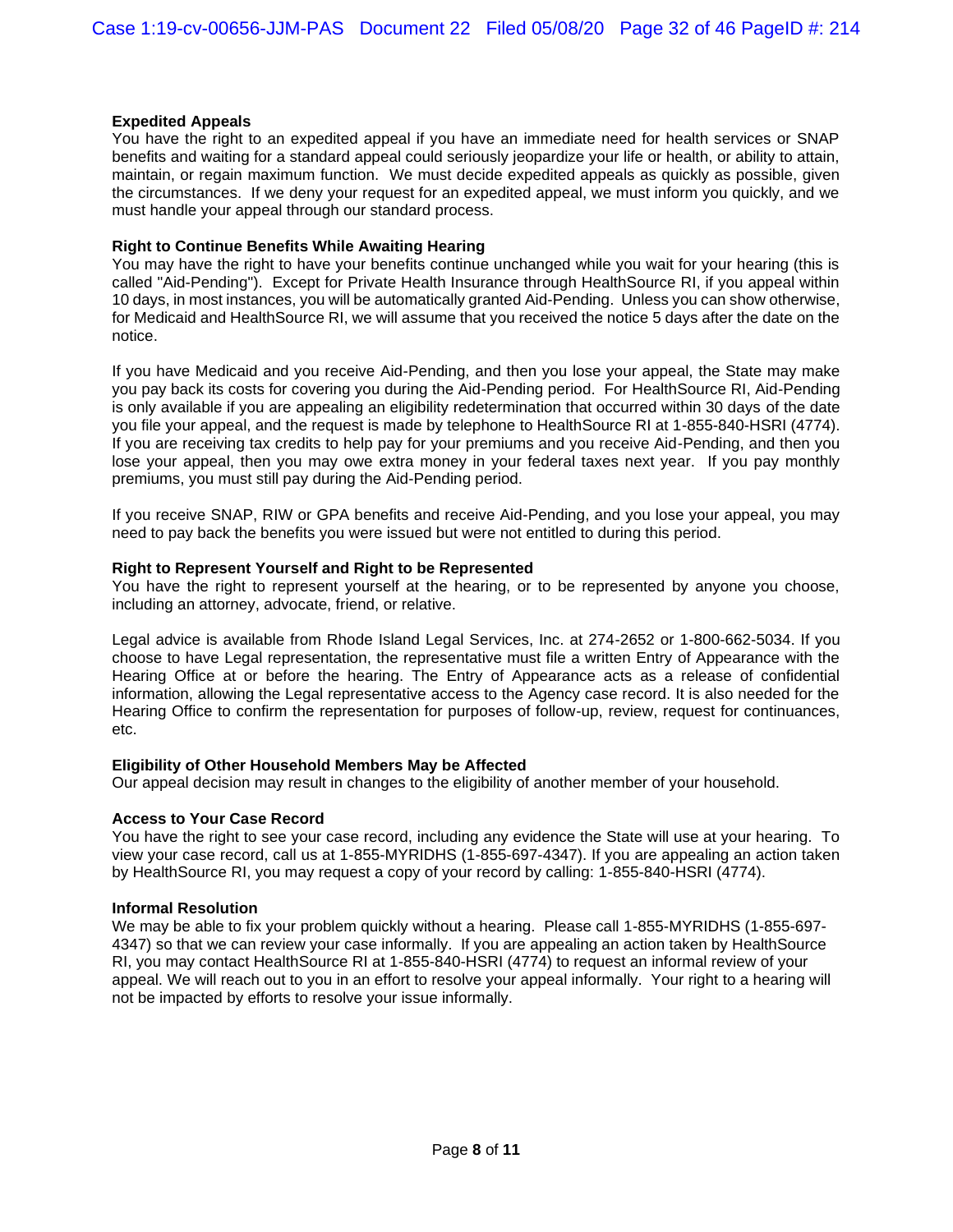**Expedited Appeals**
You have the right to an expedited appeal if you have an immediate need for health services or SNAP benefits and waiting for a standard appeal could seriously jeopardize your life or health, or ability to attain, maintain, or regain maximum function. We must decide expedited appeals as quickly as possible, given the circumstances. If we deny your request for an expedited appeal, we must inform you quickly, and we must handle your appeal through our standard process.

**Right to Continue Benefits While Awaiting Hearing**
You may have the right to have your benefits continue unchanged while you wait for your hearing (this is called "Aid-Pending"). Except for Private Health Insurance through HealthSource RI, if you appeal within 10 days, in most instances, you will be automatically granted Aid-Pending. Unless you can show otherwise, for Medicaid and HealthSource RI, we will assume that you received the notice 5 days after the date on the notice.

If you have Medicaid and you receive Aid-Pending, and then you lose your appeal, the State may make you pay back its costs for covering you during the Aid-Pending period. For HealthSource RI, Aid-Pending is only available if you are appealing an eligibility redetermination that occurred within 30 days of the date you file your appeal, and the request is made by telephone to HealthSource RI at 1-855-840-HSRI (4774). If you are receiving tax credits to help pay for your premiums and you receive Aid-Pending, and then you lose your appeal, then you may owe extra money in your federal taxes next year. If you pay monthly premiums, you must still pay during the Aid-Pending period.

If you receive SNAP, RIW or GPA benefits and receive Aid-Pending, and you lose your appeal, you may need to pay back the benefits you were issued but were not entitled to during this period.

**Right to Represent Yourself and Right to be Represented**
You have the right to represent yourself at the hearing, or to be represented by anyone you choose, including an attorney, advocate, friend, or relative.

Legal advice is available from Rhode Island Legal Services, Inc. at 274-2652 or 1-800-662-5034. If you choose to have Legal representation, the representative must file a written Entry of Appearance with the Hearing Office at or before the hearing. The Entry of Appearance acts as a release of confidential information, allowing the Legal representative access to the Agency case record. It is also needed for the Hearing Office to confirm the representation for purposes of follow-up, review, request for continuances, etc.

**Eligibility of Other Household Members May be Affected**
Our appeal decision may result in changes to the eligibility of another member of your household.

**Access to Your Case Record**
You have the right to see your case record, including any evidence the State will use at your hearing. To view your case record, call us at 1-855-MYRIDHS (1-855-697-4347). If you are appealing an action taken by HealthSource RI, you may request a copy of your record by calling: 1-855-840-HSRI (4774).

**Informal Resolution**
We may be able to fix your problem quickly without a hearing. Please call 1-855-MYRIDHS (1-855-697-4347) so that we can review your case informally. If you are appealing an action taken by HealthSource RI, you may contact HealthSource RI at 1-855-840-HSRI (4774) to request an informal review of your appeal. We will reach out to you in an effort to resolve your appeal informally. Your right to a hearing will not be impacted by efforts to resolve your issue informally.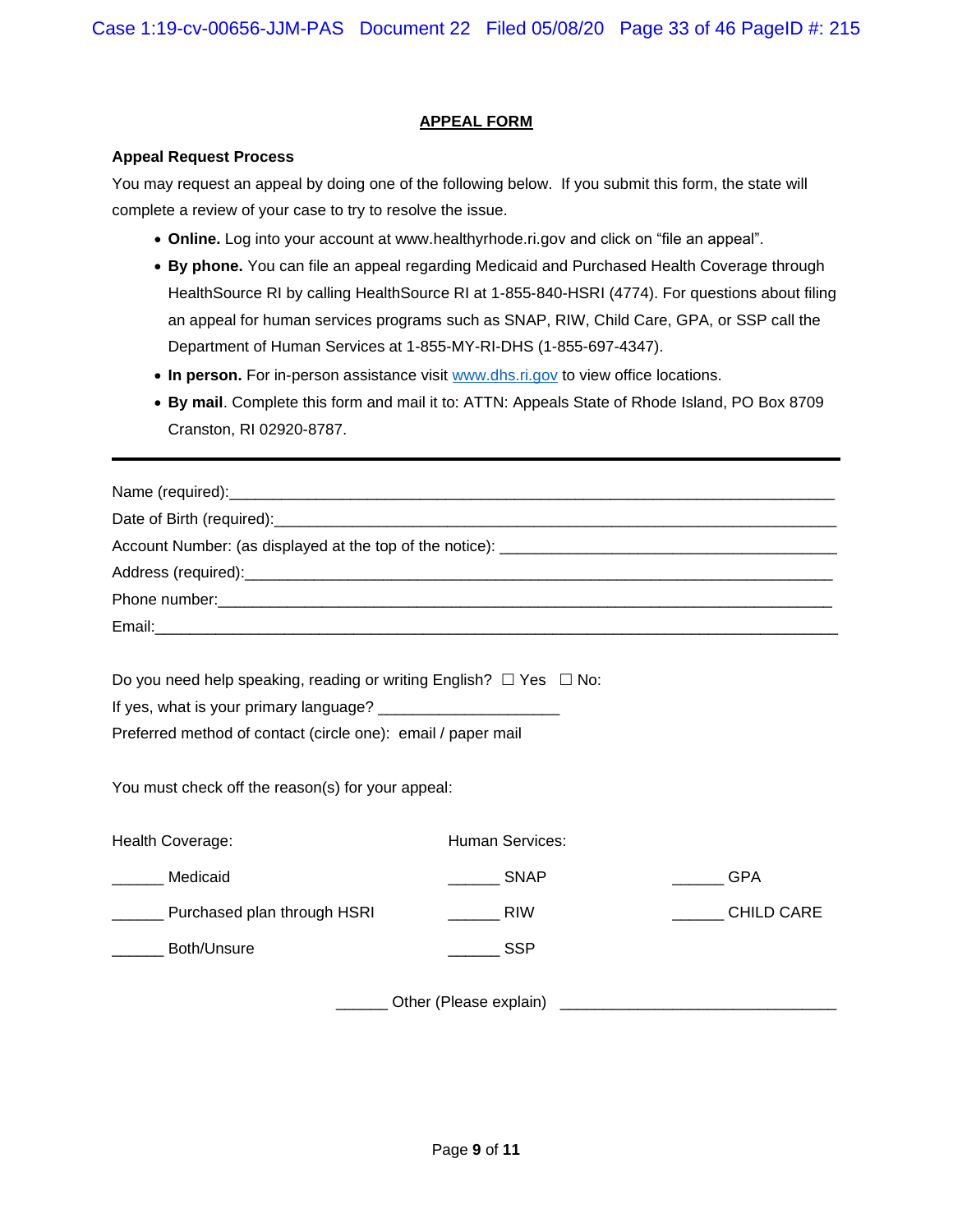## APPEAL FORM

**Appeal Request Process**

You may request an appeal by doing one of the following below. If you submit this form, the state will complete a review of your case to try to resolve the issue.

- **Online.** Log into your account at www.healthyrhode.ri.gov and click on "file an appeal".
- **By phone.** You can file an appeal regarding Medicaid and Purchased Health Coverage through HealthSource RI by calling HealthSource RI at 1-855-840-HSRI (4774). For questions about filing an appeal for human services programs such as SNAP, RIW, Child Care, GPA, or SSP call the Department of Human Services at 1-855-MY-RI-DHS (1-855-697-4347).
- **In person.** For in-person assistance visit www.dhs.ri.gov to view office locations.
- **By mail**. Complete this form and mail it to: ATTN: Appeals State of Rhode Island, PO Box 8709 Cranston, RI 02920-8787.

---

Name (required):____________________________________________________________________

Date of Birth (required):______________________________________________________________

Account Number: (as displayed at the top of the notice): _____________________________________

Address (required):__________________________________________________________________

Phone number:______________________________________________________________________

Email:_____________________________________________________________________________

Do you need help speaking, reading or writing English? ☐ Yes ☐ No:

If yes, what is your primary language? ____________________

Preferred method of contact (circle one): email / paper mail

You must check off the reason(s) for your appeal:

| Health Coverage: | Human Services: | |
|---|---|---|
| ______ Medicaid | ______ SNAP | ______ GPA |
| ______ Purchased plan through HSRI | ______ RIW | ______ CHILD CARE |
| ______ Both/Unsure | ______ SSP | |

______ Other (Please explain) ________________________________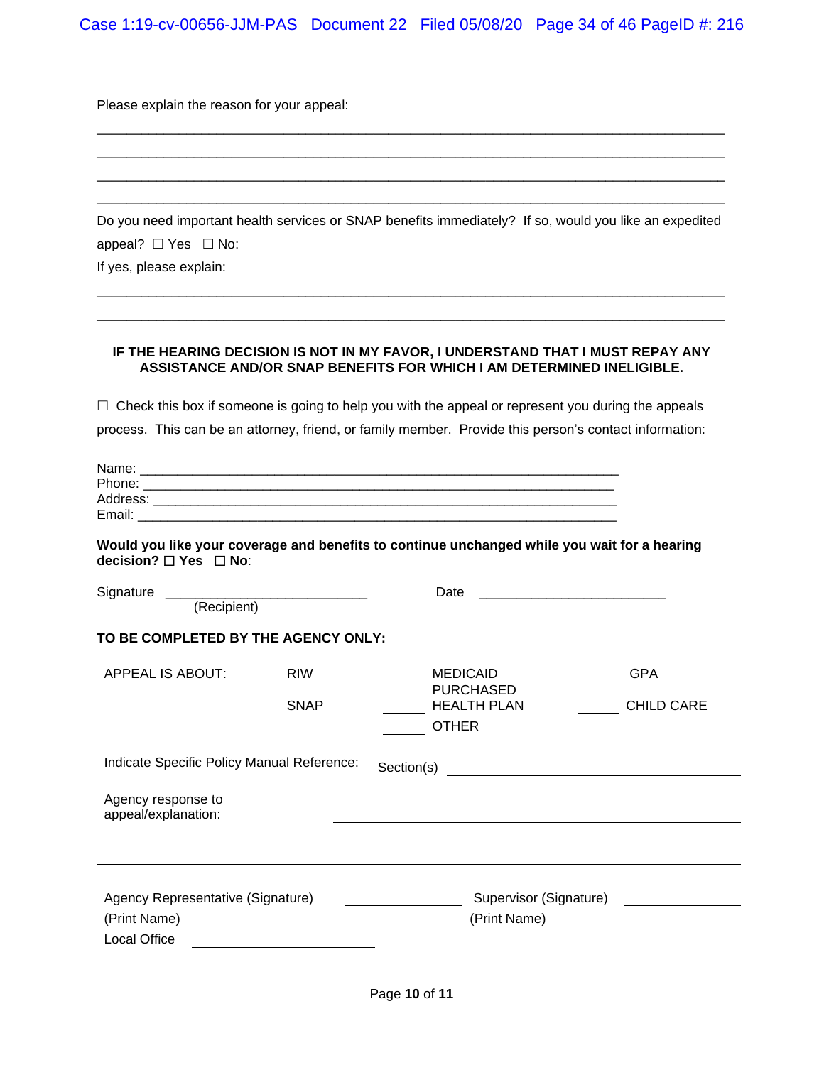Please explain the reason for your appeal:

______________________________________________________________________________

______________________________________________________________________________

______________________________________________________________________________

______________________________________________________________________________

Do you need important health services or SNAP benefits immediately? If so, would you like an expedited appeal? ☐ Yes ☐ No:

If yes, please explain:

______________________________________________________________________________

______________________________________________________________________________

**IF THE HEARING DECISION IS NOT IN MY FAVOR, I UNDERSTAND THAT I MUST REPAY ANY ASSISTANCE AND/OR SNAP BENEFITS FOR WHICH I AM DETERMINED INELIGIBLE.**

☐ Check this box if someone is going to help you with the appeal or represent you during the appeals process. This can be an attorney, friend, or family member. Provide this person's contact information:

Name: ____________________________________________________________

Phone: ____________________________________________________________

Address: __________________________________________________________

Email: ____________________________________________________________

**Would you like your coverage and benefits to continue unchanged while you wait for a hearing decision? ☐ Yes ☐ No**:

Signature ___________________________ Date _________________________
(Recipient)

**TO BE COMPLETED BY THE AGENCY ONLY:**

| APPEAL IS ABOUT: | _____ RIW | _____ MEDICAID | _____ GPA |
|---|---|---|---|
| | _____ SNAP | _____ PURCHASED HEALTH PLAN | _____ CHILD CARE |
| | | _____ OTHER | |

Indicate Specific Policy Manual Reference: Section(s) ________________________________

Agency response to appeal/explanation: ____________________________________________

______________________________________________________________________________

______________________________________________________________________________

______________________________________________________________________________

Agency Representative (Signature) ______________ Supervisor (Signature) ______________

(Print Name) ______________ (Print Name) ______________

Local Office ______________________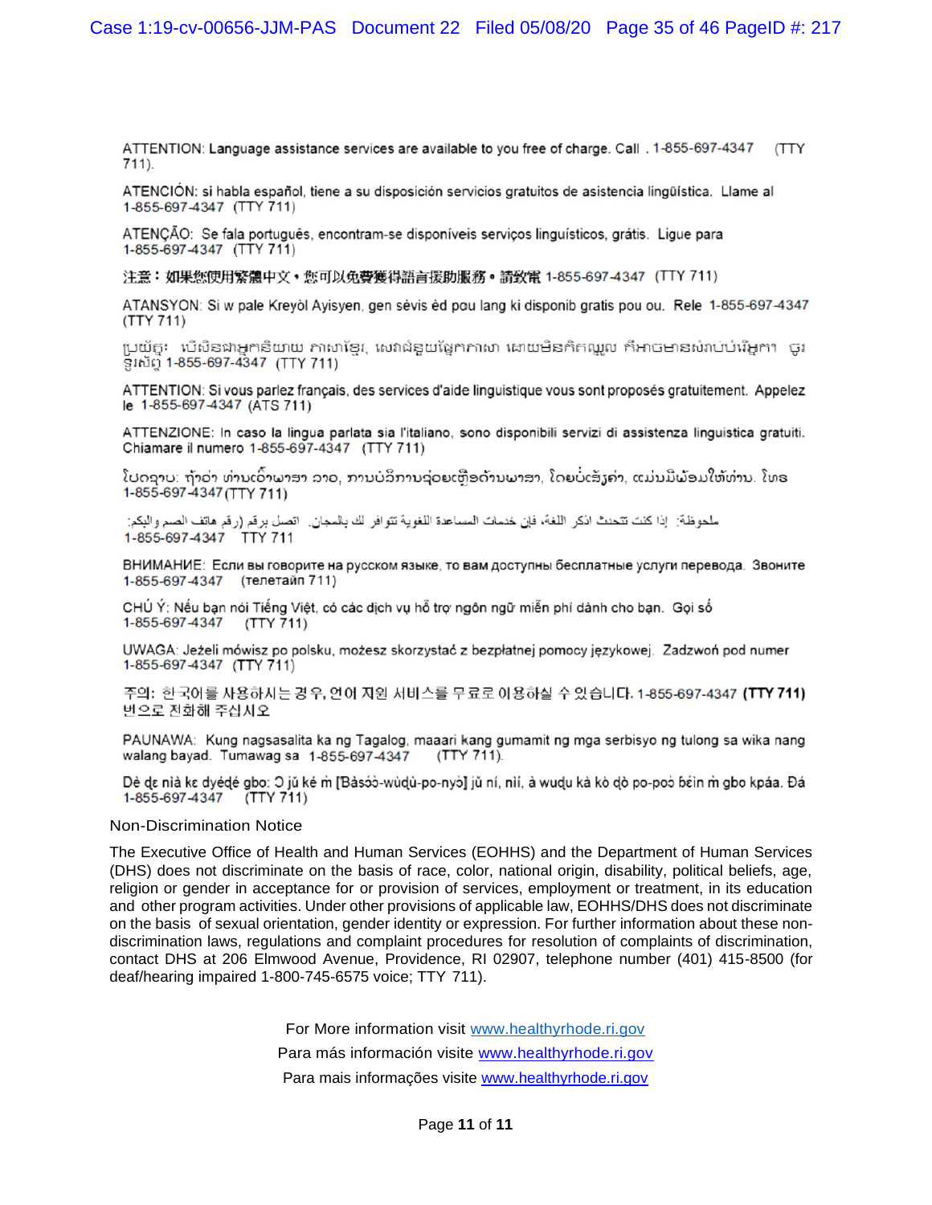ATTENTION: Language assistance services are available to you free of charge. Call . 1-855-697-4347 (TTY 711).

ATENCIÓN: si habla español, tiene a su disposición servicios gratuitos de asistencia lingüística. Llame al 1-855-697-4347 (TTY 711)

ATENÇÃO: Se fala português, encontram-se disponíveis serviços linguísticos, grátis. Ligue para 1-855-697-4347 (TTY 711)

注意：如果您使用繁體中文，您可以免費獲得語言援助服務。請致電 1-855-697-4347 (TTY 711)

ATANSYON: Si w pale Kreyòl Ayisyen, gen sèvis èd pou lang ki disponib gratis pou ou. Rele 1-855-697-4347 (TTY 711)

ប្រយ័ត្ន៖ បើសិនជាអ្នកនិយាយ ភាសាខ្មែរ, សេវាជំនួយផ្នែកភាសា ដោយមិនគិតឈ្នួល គឺអាចមានសំរាប់បំរើអ្នក។ ចូរ ទូរស័ព្ទ 1-855-697-4347 (TTY 711)

ATTENTION: Si vous parlez français, des services d'aide linguistique vous sont proposés gratuitement. Appelez le 1-855-697-4347 (ATS 711)

ATTENZIONE: In caso la lingua parlata sia l'italiano, sono disponibili servizi di assistenza linguistica gratuiti. Chiamare il numero 1-855-697-4347 (TTY 711)

ໂປດຊາບ: ຖ້າວ່າ ທ່ານເວົ້າພາສາ ລາວ, ການບໍລິການຊ່ວຍເຫຼືອດ້ານພາສາ, ໂດຍບໍ່ເສັຽຄ່າ, ແມ່ນມີພ້ອມໃຫ້ທ່ານ. ໂທຣ 1-855-697-4347 (TTY 711)

ملحوظة: إذا كنت تتحدث اذكر اللغة، فإن خدمات المساعدة اللغوية تتوافر لك بالمجان. اتصل برقم (رقم هاتف الصم والبكم: 1-855-697-4347 TTY 711

ВНИМАНИЕ: Если вы говорите на русском языке, то вам доступны бесплатные услуги перевода. Звоните 1-855-697-4347 (телетайп 711)

CHÚ Ý: Nếu bạn nói Tiếng Việt, có các dịch vụ hỗ trợ ngôn ngữ miễn phí dành cho bạn. Gọi số 1-855-697-4347 (TTY 711)

UWAGA: Jeżeli mówisz po polsku, możesz skorzystać z bezpłatnej pomocy językowej. Zadzwoń pod numer 1-855-697-4347 (TTY 711)

주의: 한국어를 사용하시는 경우, 언어 지원 서비스를 무료로 이용하실 수 있습니다. 1-855-697-4347 **(TTY 711)** 번으로 전화해 주십시오

PAUNAWA: Kung nagsasalita ka ng Tagalog, maaari kang gumamit ng mga serbisyo ng tulong sa wika nang walang bayad. Tumawag sa 1-855-697-4347 (TTY 711).

Dè dɛ nìà kɛ dyédé gbo: Ɔ jǔ ké m̀ [Ɓàsɔ́ɔ̀-wùɖù-po-nyɔ̀] jǔ ní, nìí, à wuɖu kà kò ɖò po-poɔ̀ ɓɛ́in m̀ gbo kpáa. Ɖá 1-855-697-4347 (TTY 711)

## Non-Discrimination Notice

The Executive Office of Health and Human Services (EOHHS) and the Department of Human Services (DHS) does not discriminate on the basis of race, color, national origin, disability, political beliefs, age, religion or gender in acceptance for or provision of services, employment or treatment, in its education and other program activities. Under other provisions of applicable law, EOHHS/DHS does not discriminate on the basis of sexual orientation, gender identity or expression. For further information about these non-discrimination laws, regulations and complaint procedures for resolution of complaints of discrimination, contact DHS at 206 Elmwood Avenue, Providence, RI 02907, telephone number (401) 415-8500 (for deaf/hearing impaired 1-800-745-6575 voice; TTY 711).

For More information visit www.healthyrhode.ri.gov

Para más información visite www.healthyrhode.ri.gov

Para mais informações visite www.healthyrhode.ri.gov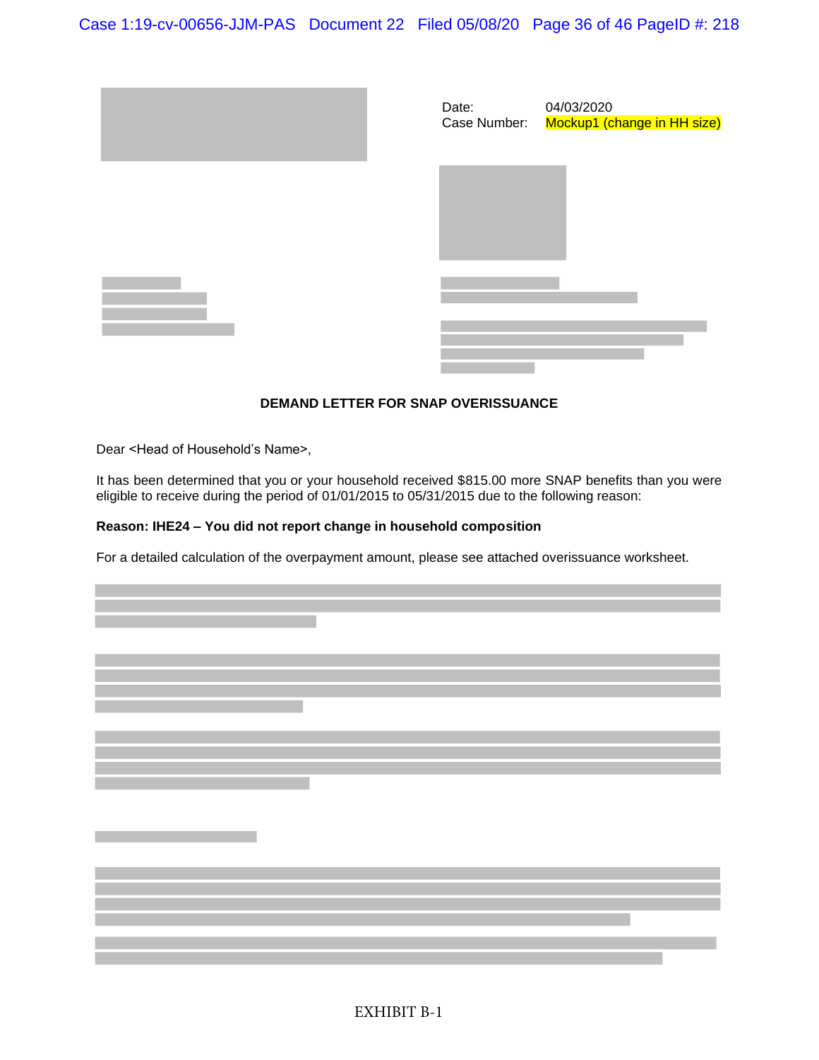Date: 04/03/2020
Case Number: Mockup1 (change in HH size)

**DEMAND LETTER FOR SNAP OVERISSUANCE**

Dear <Head of Household's Name>,

It has been determined that you or your household received $815.00 more SNAP benefits than you were eligible to receive during the period of 01/01/2015 to 05/31/2015 due to the following reason:

**Reason: IHE24 – You did not report change in household composition**

For a detailed calculation of the overpayment amount, please see attached overissuance worksheet.

EXHIBIT B-1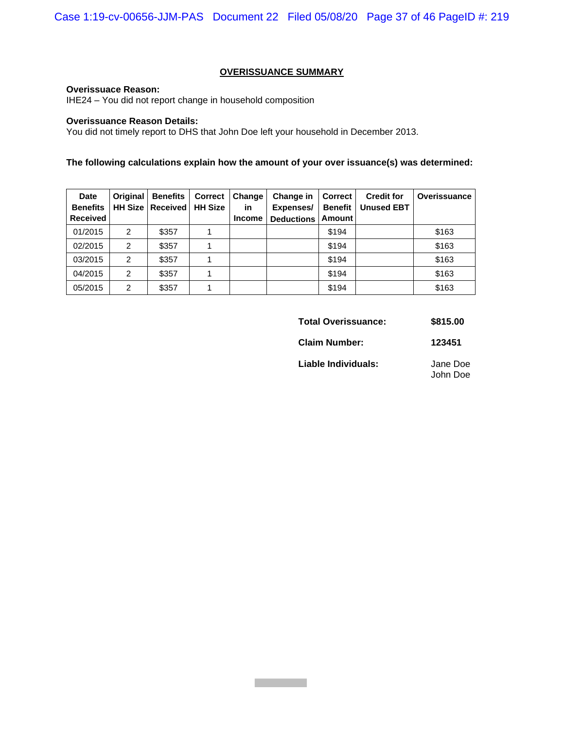## OVERISSUANCE SUMMARY

**Overissuace Reason:**
IHE24 – You did not report change in household composition

**Overissuance Reason Details:**
You did not timely report to DHS that John Doe left your household in December 2013.

**The following calculations explain how the amount of your over issuance(s) was determined:**

| Date Benefits Received | Original HH Size | Benefits Received | Correct HH Size | Change in Income | Change in Expenses/ Deductions | Correct Benefit Amount | Credit for Unused EBT | Overissuance |
|---|---|---|---|---|---|---|---|---|
| 01/2015 | 2 | $357 | 1 | | | $194 | | $163 |
| 02/2015 | 2 | $357 | 1 | | | $194 | | $163 |
| 03/2015 | 2 | $357 | 1 | | | $194 | | $163 |
| 04/2015 | 2 | $357 | 1 | | | $194 | | $163 |
| 05/2015 | 2 | $357 | 1 | | | $194 | | $163 |

**Total Overissuance:** **$815.00**

**Claim Number:** **123451**

**Liable Individuals:** Jane Doe
John Doe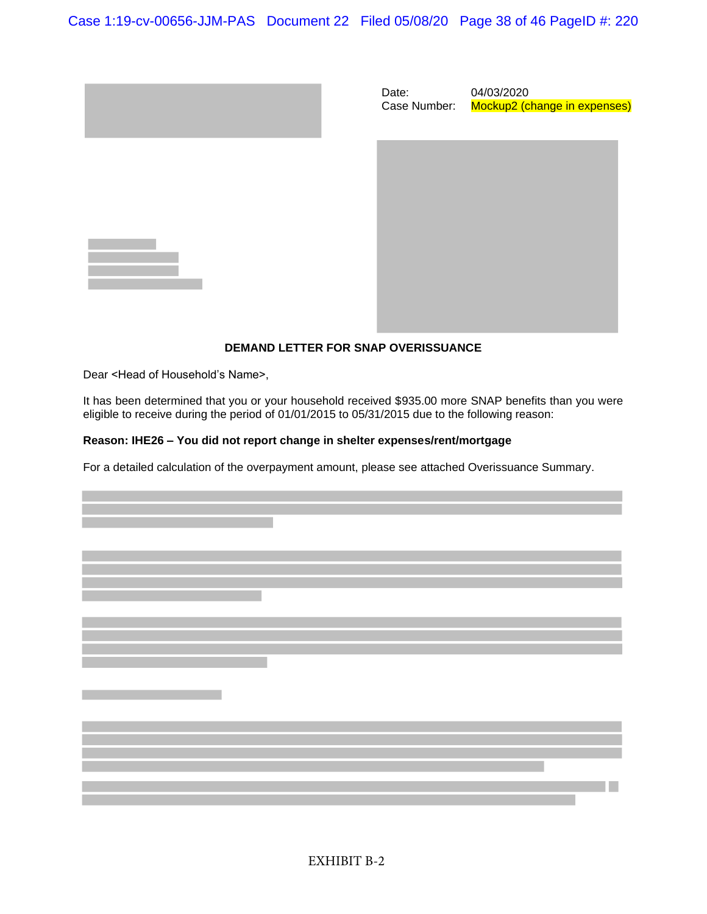Date: 04/03/2020
Case Number: Mockup2 (change in expenses)

**DEMAND LETTER FOR SNAP OVERISSUANCE**

Dear <Head of Household's Name>,

It has been determined that you or your household received $935.00 more SNAP benefits than you were eligible to receive during the period of 01/01/2015 to 05/31/2015 due to the following reason:

**Reason: IHE26 – You did not report change in shelter expenses/rent/mortgage**

For a detailed calculation of the overpayment amount, please see attached Overissuance Summary.

EXHIBIT B-2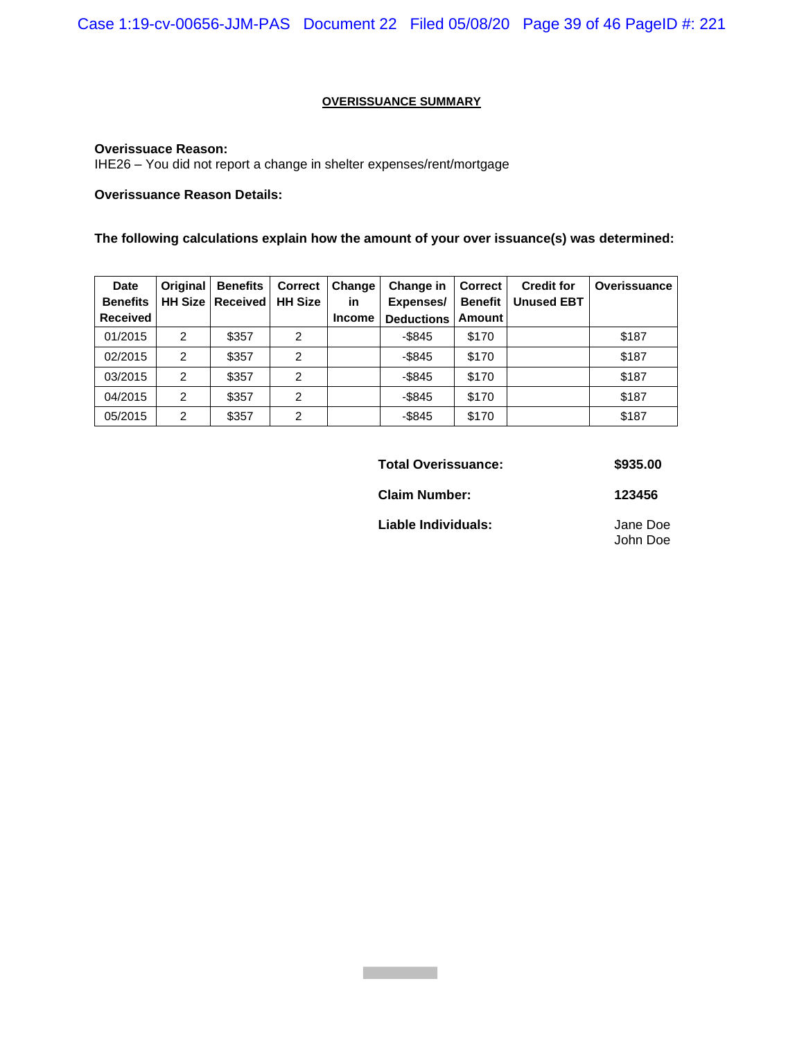## OVERISSUANCE SUMMARY

**Overissuace Reason:**
IHE26 – You did not report a change in shelter expenses/rent/mortgage

**Overissuance Reason Details:**

**The following calculations explain how the amount of your over issuance(s) was determined:**

| Date Benefits Received | Original HH Size | Benefits Received | Correct HH Size | Change in Income | Change in Expenses/ Deductions | Correct Benefit Amount | Credit for Unused EBT | Overissuance |
|---|---|---|---|---|---|---|---|---|
| 01/2015 | 2 | $357 | 2 | | -$845 | $170 | | $187 |
| 02/2015 | 2 | $357 | 2 | | -$845 | $170 | | $187 |
| 03/2015 | 2 | $357 | 2 | | -$845 | $170 | | $187 |
| 04/2015 | 2 | $357 | 2 | | -$845 | $170 | | $187 |
| 05/2015 | 2 | $357 | 2 | | -$845 | $170 | | $187 |

**Total Overissuance:** **$935.00**

**Claim Number:** **123456**

**Liable Individuals:** Jane Doe
John Doe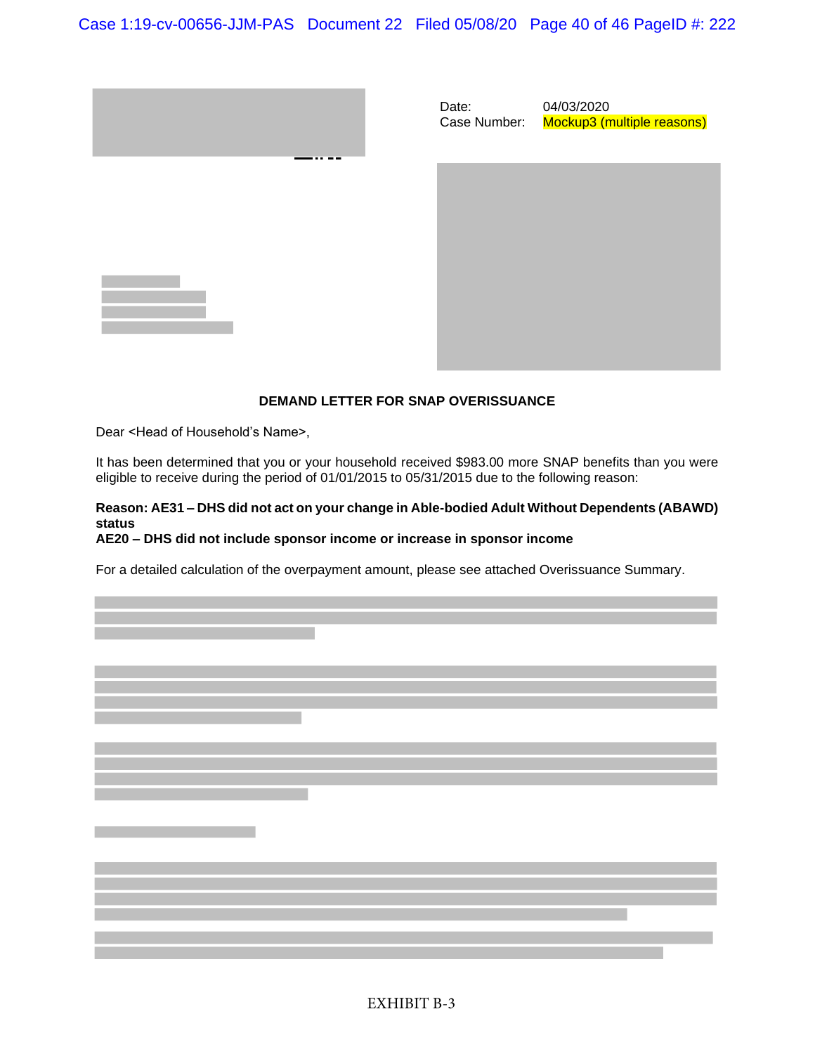Date: 04/03/2020
Case Number: Mockup3 (multiple reasons)

**DEMAND LETTER FOR SNAP OVERISSUANCE**

Dear <Head of Household's Name>,

It has been determined that you or your household received $983.00 more SNAP benefits than you were eligible to receive during the period of 01/01/2015 to 05/31/2015 due to the following reason:

**Reason: AE31 – DHS did not act on your change in Able-bodied Adult Without Dependents (ABAWD) status**
**AE20 – DHS did not include sponsor income or increase in sponsor income**

For a detailed calculation of the overpayment amount, please see attached Overissuance Summary.

EXHIBIT B-3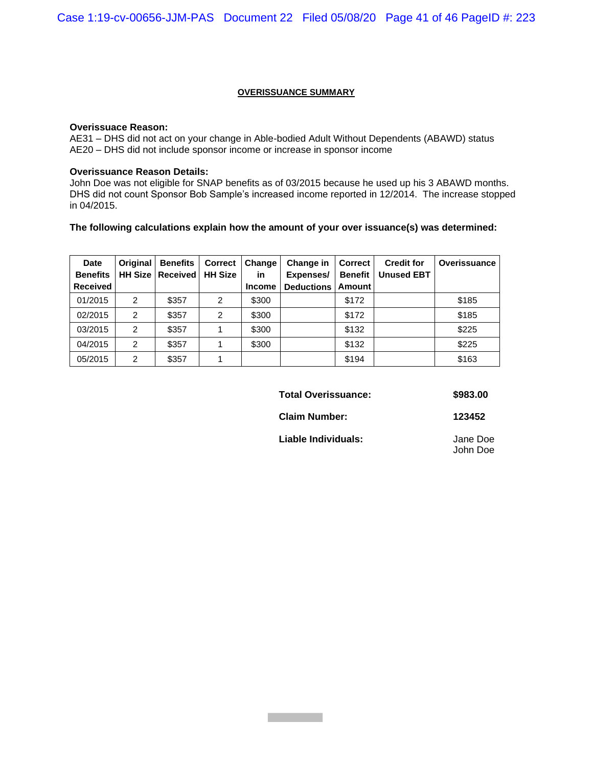**OVERISSUANCE SUMMARY**

**Overissuace Reason:**
AE31 – DHS did not act on your change in Able-bodied Adult Without Dependents (ABAWD) status
AE20 – DHS did not include sponsor income or increase in sponsor income

**Overissuance Reason Details:**
John Doe was not eligible for SNAP benefits as of 03/2015 because he used up his 3 ABAWD months. DHS did not count Sponsor Bob Sample's increased income reported in 12/2014. The increase stopped in 04/2015.

**The following calculations explain how the amount of your over issuance(s) was determined:**

| Date Benefits Received | Original HH Size | Benefits Received | Correct HH Size | Change in Income | Change in Expenses/ Deductions | Correct Benefit Amount | Credit for Unused EBT | Overissuance |
|---|---|---|---|---|---|---|---|---|
| 01/2015 | 2 | $357 | 2 | $300 | | $172 | | $185 |
| 02/2015 | 2 | $357 | 2 | $300 | | $172 | | $185 |
| 03/2015 | 2 | $357 | 1 | $300 | | $132 | | $225 |
| 04/2015 | 2 | $357 | 1 | $300 | | $132 | | $225 |
| 05/2015 | 2 | $357 | 1 | | | $194 | | $163 |

**Total Overissuance:** **$983.00**

**Claim Number:** **123452**

**Liable Individuals:** Jane Doe
John Doe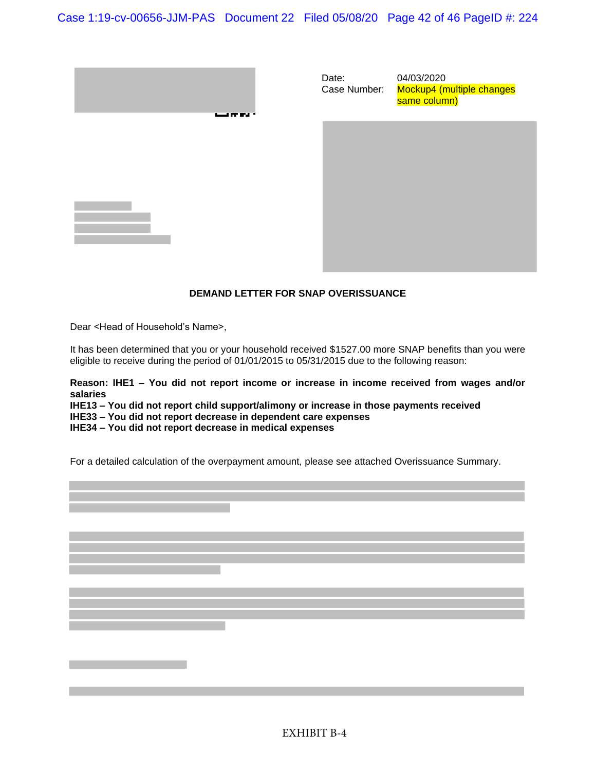Date: 04/03/2020
Case Number: Mockup4 (multiple changes same column)

**DEMAND LETTER FOR SNAP OVERISSUANCE**

Dear <Head of Household's Name>,

It has been determined that you or your household received $1527.00 more SNAP benefits than you were eligible to receive during the period of 01/01/2015 to 05/31/2015 due to the following reason:

**Reason: IHE1 – You did not report income or increase in income received from wages and/or salaries**
**IHE13 – You did not report child support/alimony or increase in those payments received**
**IHE33 – You did not report decrease in dependent care expenses**
**IHE34 – You did not report decrease in medical expenses**

For a detailed calculation of the overpayment amount, please see attached Overissuance Summary.

EXHIBIT B-4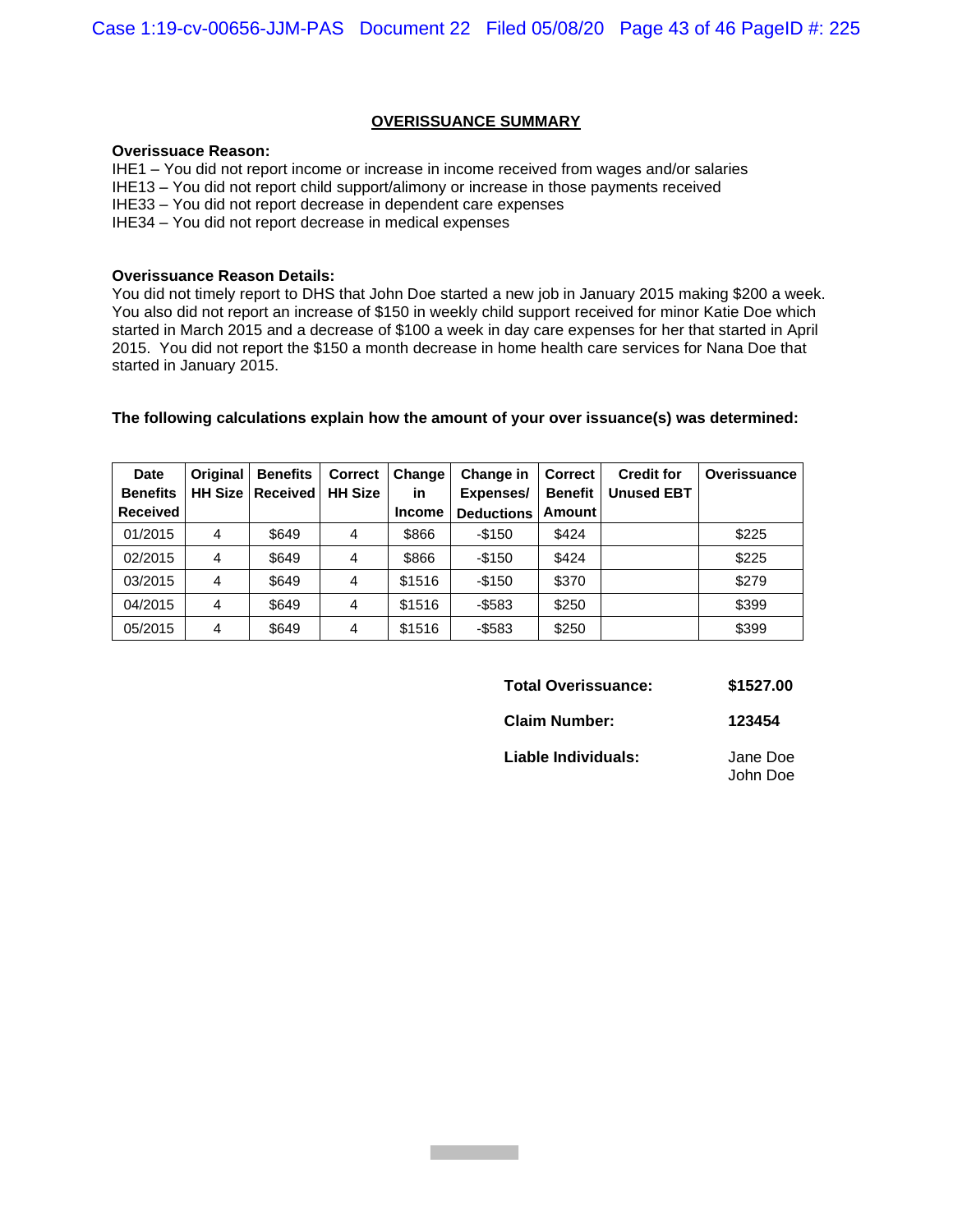## OVERISSUANCE SUMMARY

**Overissuace Reason:**
IHE1 – You did not report income or increase in income received from wages and/or salaries
IHE13 – You did not report child support/alimony or increase in those payments received
IHE33 – You did not report decrease in dependent care expenses
IHE34 – You did not report decrease in medical expenses

**Overissuance Reason Details:**
You did not timely report to DHS that John Doe started a new job in January 2015 making $200 a week. You also did not report an increase of $150 in weekly child support received for minor Katie Doe which started in March 2015 and a decrease of $100 a week in day care expenses for her that started in April 2015. You did not report the $150 a month decrease in home health care services for Nana Doe that started in January 2015.

**The following calculations explain how the amount of your over issuance(s) was determined:**

| Date Benefits Received | Original HH Size | Benefits Received | Correct HH Size | Change in Income | Change in Expenses/ Deductions | Correct Benefit Amount | Credit for Unused EBT | Overissuance |
|---|---|---|---|---|---|---|---|---|
| 01/2015 | 4 | $649 | 4 | $866 | -$150 | $424 | | $225 |
| 02/2015 | 4 | $649 | 4 | $866 | -$150 | $424 | | $225 |
| 03/2015 | 4 | $649 | 4 | $1516 | -$150 | $370 | | $279 |
| 04/2015 | 4 | $649 | 4 | $1516 | -$583 | $250 | | $399 |
| 05/2015 | 4 | $649 | 4 | $1516 | -$583 | $250 | | $399 |

**Total Overissuance:** **$1527.00**

**Claim Number:** **123454**

**Liable Individuals:** Jane Doe
John Doe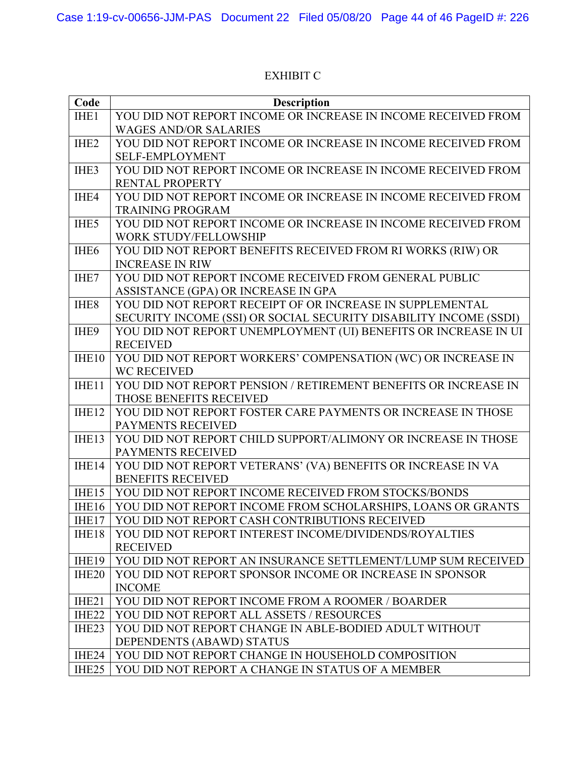# EXHIBIT C

| Code | Description |
| --- | --- |
| IHE1 | YOU DID NOT REPORT INCOME OR INCREASE IN INCOME RECEIVED FROM WAGES AND/OR SALARIES |
| IHE2 | YOU DID NOT REPORT INCOME OR INCREASE IN INCOME RECEIVED FROM SELF-EMPLOYMENT |
| IHE3 | YOU DID NOT REPORT INCOME OR INCREASE IN INCOME RECEIVED FROM RENTAL PROPERTY |
| IHE4 | YOU DID NOT REPORT INCOME OR INCREASE IN INCOME RECEIVED FROM TRAINING PROGRAM |
| IHE5 | YOU DID NOT REPORT INCOME OR INCREASE IN INCOME RECEIVED FROM WORK STUDY/FELLOWSHIP |
| IHE6 | YOU DID NOT REPORT BENEFITS RECEIVED FROM RI WORKS (RIW) OR INCREASE IN RIW |
| IHE7 | YOU DID NOT REPORT INCOME RECEIVED FROM GENERAL PUBLIC ASSISTANCE (GPA) OR INCREASE IN GPA |
| IHE8 | YOU DID NOT REPORT RECEIPT OF OR INCREASE IN SUPPLEMENTAL SECURITY INCOME (SSI) OR SOCIAL SECURITY DISABILITY INCOME (SSDI) |
| IHE9 | YOU DID NOT REPORT UNEMPLOYMENT (UI) BENEFITS OR INCREASE IN UI RECEIVED |
| IHE10 | YOU DID NOT REPORT WORKERS' COMPENSATION (WC) OR INCREASE IN WC RECEIVED |
| IHE11 | YOU DID NOT REPORT PENSION / RETIREMENT BENEFITS OR INCREASE IN THOSE BENEFITS RECEIVED |
| IHE12 | YOU DID NOT REPORT FOSTER CARE PAYMENTS OR INCREASE IN THOSE PAYMENTS RECEIVED |
| IHE13 | YOU DID NOT REPORT CHILD SUPPORT/ALIMONY OR INCREASE IN THOSE PAYMENTS RECEIVED |
| IHE14 | YOU DID NOT REPORT VETERANS' (VA) BENEFITS OR INCREASE IN VA BENEFITS RECEIVED |
| IHE15 | YOU DID NOT REPORT INCOME RECEIVED FROM STOCKS/BONDS |
| IHE16 | YOU DID NOT REPORT INCOME FROM SCHOLARSHIPS, LOANS OR GRANTS |
| IHE17 | YOU DID NOT REPORT CASH CONTRIBUTIONS RECEIVED |
| IHE18 | YOU DID NOT REPORT INTEREST INCOME/DIVIDENDS/ROYALTIES RECEIVED |
| IHE19 | YOU DID NOT REPORT AN INSURANCE SETTLEMENT/LUMP SUM RECEIVED |
| IHE20 | YOU DID NOT REPORT SPONSOR INCOME OR INCREASE IN SPONSOR INCOME |
| IHE21 | YOU DID NOT REPORT INCOME FROM A ROOMER / BOARDER |
| IHE22 | YOU DID NOT REPORT ALL ASSETS / RESOURCES |
| IHE23 | YOU DID NOT REPORT CHANGE IN ABLE-BODIED ADULT WITHOUT DEPENDENTS (ABAWD) STATUS |
| IHE24 | YOU DID NOT REPORT CHANGE IN HOUSEHOLD COMPOSITION |
| IHE25 | YOU DID NOT REPORT A CHANGE IN STATUS OF A MEMBER |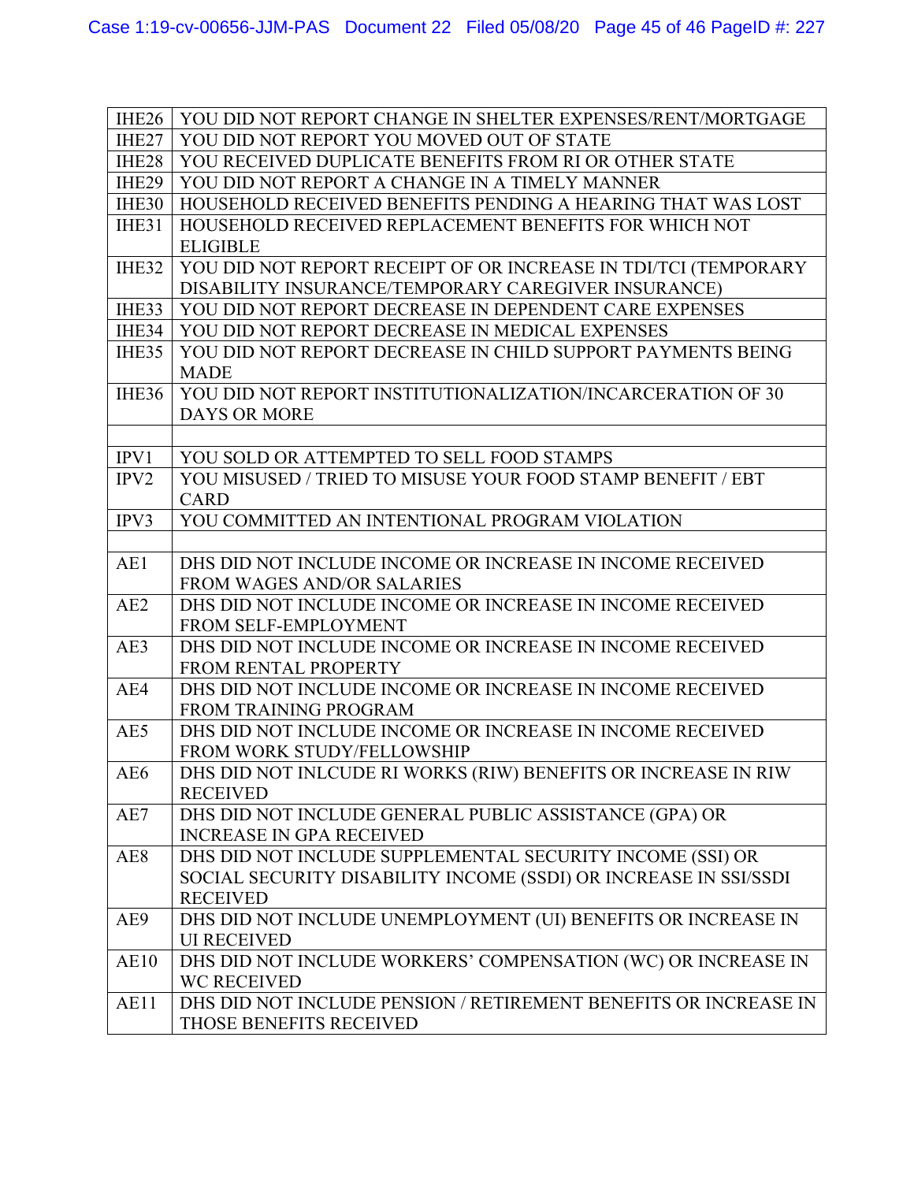| | |
|---|---|
| IHE26 | YOU DID NOT REPORT CHANGE IN SHELTER EXPENSES/RENT/MORTGAGE |
| IHE27 | YOU DID NOT REPORT YOU MOVED OUT OF STATE |
| IHE28 | YOU RECEIVED DUPLICATE BENEFITS FROM RI OR OTHER STATE |
| IHE29 | YOU DID NOT REPORT A CHANGE IN A TIMELY MANNER |
| IHE30 | HOUSEHOLD RECEIVED BENEFITS PENDING A HEARING THAT WAS LOST |
| IHE31 | HOUSEHOLD RECEIVED REPLACEMENT BENEFITS FOR WHICH NOT ELIGIBLE |
| IHE32 | YOU DID NOT REPORT RECEIPT OF OR INCREASE IN TDI/TCI (TEMPORARY DISABILITY INSURANCE/TEMPORARY CAREGIVER INSURANCE) |
| IHE33 | YOU DID NOT REPORT DECREASE IN DEPENDENT CARE EXPENSES |
| IHE34 | YOU DID NOT REPORT DECREASE IN MEDICAL EXPENSES |
| IHE35 | YOU DID NOT REPORT DECREASE IN CHILD SUPPORT PAYMENTS BEING MADE |
| IHE36 | YOU DID NOT REPORT INSTITUTIONALIZATION/INCARCERATION OF 30 DAYS OR MORE |
| | |
| IPV1 | YOU SOLD OR ATTEMPTED TO SELL FOOD STAMPS |
| IPV2 | YOU MISUSED / TRIED TO MISUSE YOUR FOOD STAMP BENEFIT / EBT CARD |
| IPV3 | YOU COMMITTED AN INTENTIONAL PROGRAM VIOLATION |
| | |
| AE1 | DHS DID NOT INCLUDE INCOME OR INCREASE IN INCOME RECEIVED FROM WAGES AND/OR SALARIES |
| AE2 | DHS DID NOT INCLUDE INCOME OR INCREASE IN INCOME RECEIVED FROM SELF-EMPLOYMENT |
| AE3 | DHS DID NOT INCLUDE INCOME OR INCREASE IN INCOME RECEIVED FROM RENTAL PROPERTY |
| AE4 | DHS DID NOT INCLUDE INCOME OR INCREASE IN INCOME RECEIVED FROM TRAINING PROGRAM |
| AE5 | DHS DID NOT INCLUDE INCOME OR INCREASE IN INCOME RECEIVED FROM WORK STUDY/FELLOWSHIP |
| AE6 | DHS DID NOT INLCUDE RI WORKS (RIW) BENEFITS OR INCREASE IN RIW RECEIVED |
| AE7 | DHS DID NOT INCLUDE GENERAL PUBLIC ASSISTANCE (GPA) OR INCREASE IN GPA RECEIVED |
| AE8 | DHS DID NOT INCLUDE SUPPLEMENTAL SECURITY INCOME (SSI) OR SOCIAL SECURITY DISABILITY INCOME (SSDI) OR INCREASE IN SSI/SSDI RECEIVED |
| AE9 | DHS DID NOT INCLUDE UNEMPLOYMENT (UI) BENEFITS OR INCREASE IN UI RECEIVED |
| AE10 | DHS DID NOT INCLUDE WORKERS' COMPENSATION (WC) OR INCREASE IN WC RECEIVED |
| AE11 | DHS DID NOT INCLUDE PENSION / RETIREMENT BENEFITS OR INCREASE IN THOSE BENEFITS RECEIVED |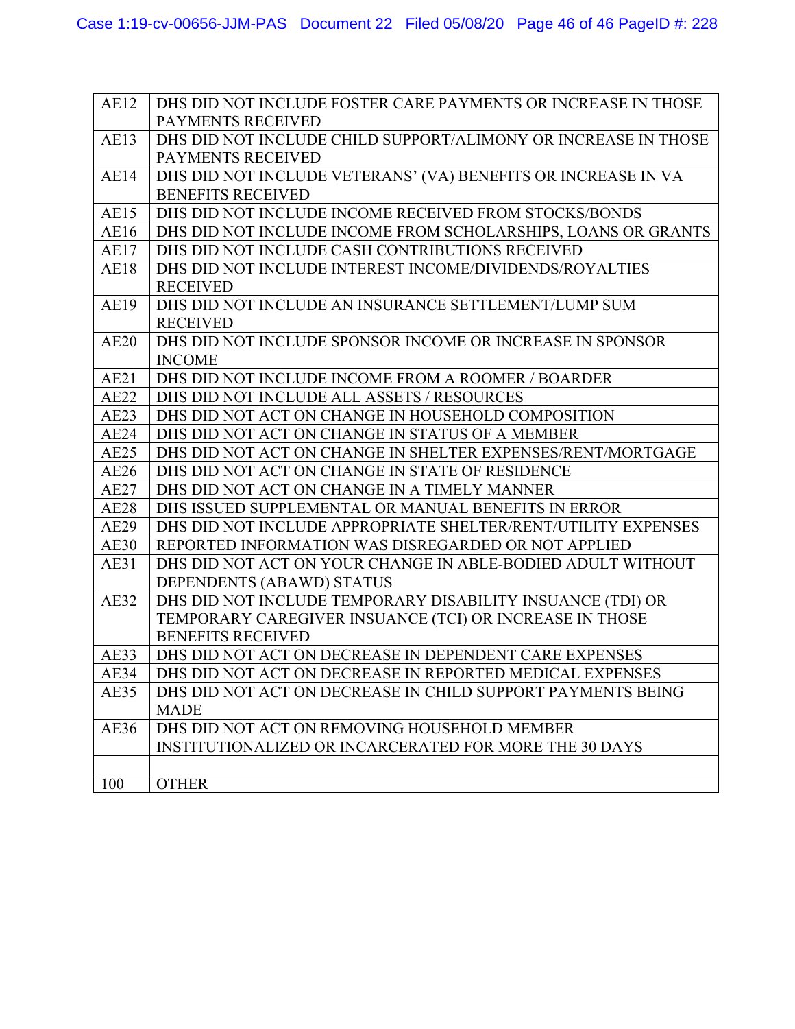| | |
|---|---|
| AE12 | DHS DID NOT INCLUDE FOSTER CARE PAYMENTS OR INCREASE IN THOSE PAYMENTS RECEIVED |
| AE13 | DHS DID NOT INCLUDE CHILD SUPPORT/ALIMONY OR INCREASE IN THOSE PAYMENTS RECEIVED |
| AE14 | DHS DID NOT INCLUDE VETERANS' (VA) BENEFITS OR INCREASE IN VA BENEFITS RECEIVED |
| AE15 | DHS DID NOT INCLUDE INCOME RECEIVED FROM STOCKS/BONDS |
| AE16 | DHS DID NOT INCLUDE INCOME FROM SCHOLARSHIPS, LOANS OR GRANTS |
| AE17 | DHS DID NOT INCLUDE CASH CONTRIBUTIONS RECEIVED |
| AE18 | DHS DID NOT INCLUDE INTEREST INCOME/DIVIDENDS/ROYALTIES RECEIVED |
| AE19 | DHS DID NOT INCLUDE AN INSURANCE SETTLEMENT/LUMP SUM RECEIVED |
| AE20 | DHS DID NOT INCLUDE SPONSOR INCOME OR INCREASE IN SPONSOR INCOME |
| AE21 | DHS DID NOT INCLUDE INCOME FROM A ROOMER / BOARDER |
| AE22 | DHS DID NOT INCLUDE ALL ASSETS / RESOURCES |
| AE23 | DHS DID NOT ACT ON CHANGE IN HOUSEHOLD COMPOSITION |
| AE24 | DHS DID NOT ACT ON CHANGE IN STATUS OF A MEMBER |
| AE25 | DHS DID NOT ACT ON CHANGE IN SHELTER EXPENSES/RENT/MORTGAGE |
| AE26 | DHS DID NOT ACT ON CHANGE IN STATE OF RESIDENCE |
| AE27 | DHS DID NOT ACT ON CHANGE IN A TIMELY MANNER |
| AE28 | DHS ISSUED SUPPLEMENTAL OR MANUAL BENEFITS IN ERROR |
| AE29 | DHS DID NOT INCLUDE APPROPRIATE SHELTER/RENT/UTILITY EXPENSES |
| AE30 | REPORTED INFORMATION WAS DISREGARDED OR NOT APPLIED |
| AE31 | DHS DID NOT ACT ON YOUR CHANGE IN ABLE-BODIED ADULT WITHOUT DEPENDENTS (ABAWD) STATUS |
| AE32 | DHS DID NOT INCLUDE TEMPORARY DISABILITY INSUANCE (TDI) OR TEMPORARY CAREGIVER INSUANCE (TCI) OR INCREASE IN THOSE BENEFITS RECEIVED |
| AE33 | DHS DID NOT ACT ON DECREASE IN DEPENDENT CARE EXPENSES |
| AE34 | DHS DID NOT ACT ON DECREASE IN REPORTED MEDICAL EXPENSES |
| AE35 | DHS DID NOT ACT ON DECREASE IN CHILD SUPPORT PAYMENTS BEING MADE |
| AE36 | DHS DID NOT ACT ON REMOVING HOUSEHOLD MEMBER INSTITUTIONALIZED OR INCARCERATED FOR MORE THE 30 DAYS |
| | |
| 100 | OTHER |